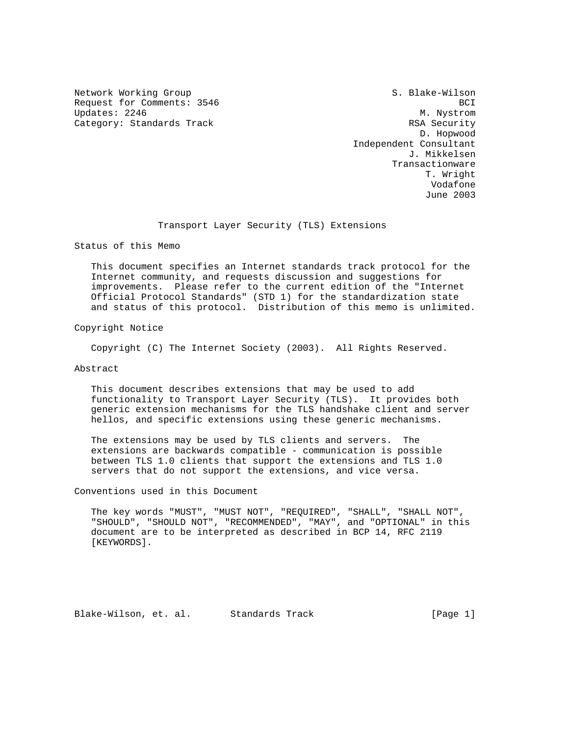Network Working Group S. Blake-Wilson
Request for Comments: 3546 BCI
Updates: 2246 M. Nystrom
Category: Standards Track RSA Security
D. Hopwood
Independent Consultant
J. Mikkelsen
Transactionware
T. Wright
Vodafone
June 2003

# Transport Layer Security (TLS) Extensions

## Status of this Memo

This document specifies an Internet standards track protocol for the Internet community, and requests discussion and suggestions for improvements. Please refer to the current edition of the "Internet Official Protocol Standards" (STD 1) for the standardization state and status of this protocol. Distribution of this memo is unlimited.

## Copyright Notice

Copyright (C) The Internet Society (2003). All Rights Reserved.

## Abstract

This document describes extensions that may be used to add functionality to Transport Layer Security (TLS). It provides both generic extension mechanisms for the TLS handshake client and server hellos, and specific extensions using these generic mechanisms.

The extensions may be used by TLS clients and servers. The extensions are backwards compatible - communication is possible between TLS 1.0 clients that support the extensions and TLS 1.0 servers that do not support the extensions, and vice versa.

## Conventions used in this Document

The key words "MUST", "MUST NOT", "REQUIRED", "SHALL", "SHALL NOT", "SHOULD", "SHOULD NOT", "RECOMMENDED", "MAY", and "OPTIONAL" in this document are to be interpreted as described in BCP 14, RFC 2119 [KEYWORDS].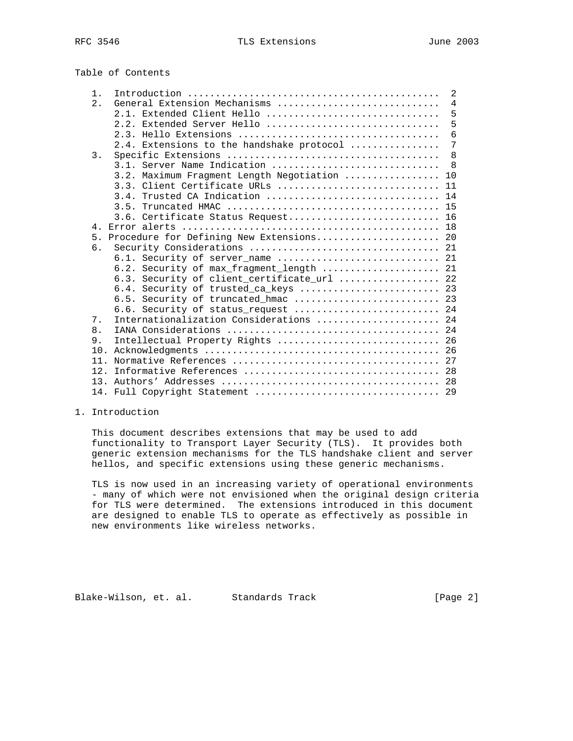Table of Contents

1. Introduction ............................................ 2
2. General Extension Mechanisms ............................ 4
   2.1. Extended Client Hello .............................. 5
   2.2. Extended Server Hello .............................. 5
   2.3. Hello Extensions ................................... 6
   2.4. Extensions to the handshake protocol ............... 7
3. Specific Extensions ..................................... 8
   3.1. Server Name Indication ............................. 8
   3.2. Maximum Fragment Length Negotiation ................ 10
   3.3. Client Certificate URLs ............................ 11
   3.4. Trusted CA Indication .............................. 14
   3.5. Truncated HMAC ..................................... 15
   3.6. Certificate Status Request.......................... 16
4. Error alerts ............................................ 18
5. Procedure for Defining New Extensions.................... 20
6. Security Considerations ................................. 21
   6.1. Security of server_name ............................ 21
   6.2. Security of max_fragment_length .................... 21
   6.3. Security of client_certificate_url ................. 22
   6.4. Security of trusted_ca_keys ........................ 23
   6.5. Security of truncated_hmac ......................... 23
   6.6. Security of status_request ......................... 24
7. Internationalization Considerations ..................... 24
8. IANA Considerations ..................................... 24
9. Intellectual Property Rights ............................ 26
10. Acknowledgments ........................................ 26
11. Normative References ................................... 27
12. Informative References ................................. 28
13. Authors' Addresses ..................................... 28
14. Full Copyright Statement ............................... 29

# 1. Introduction

This document describes extensions that may be used to add functionality to Transport Layer Security (TLS). It provides both generic extension mechanisms for the TLS handshake client and server hellos, and specific extensions using these generic mechanisms.

TLS is now used in an increasing variety of operational environments - many of which were not envisioned when the original design criteria for TLS were determined. The extensions introduced in this document are designed to enable TLS to operate as effectively as possible in new environments like wireless networks.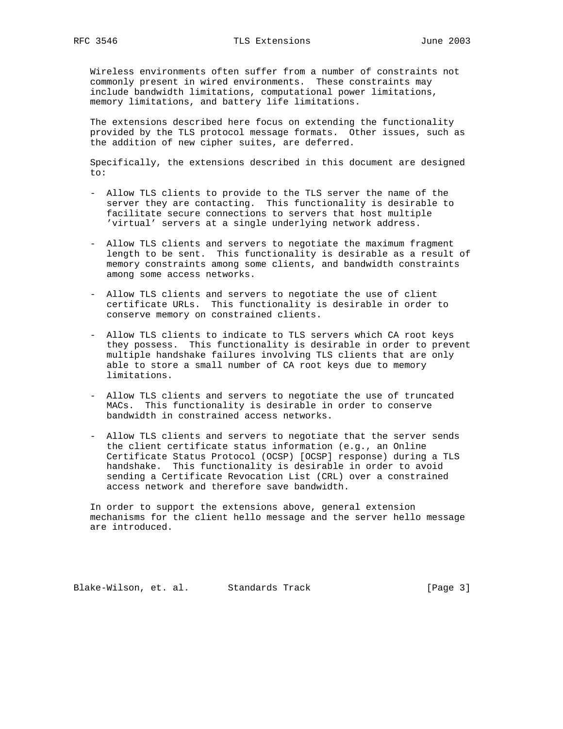Wireless environments often suffer from a number of constraints not commonly present in wired environments. These constraints may include bandwidth limitations, computational power limitations, memory limitations, and battery life limitations.

The extensions described here focus on extending the functionality provided by the TLS protocol message formats. Other issues, such as the addition of new cipher suites, are deferred.

Specifically, the extensions described in this document are designed to:

- Allow TLS clients to provide to the TLS server the name of the server they are contacting. This functionality is desirable to facilitate secure connections to servers that host multiple 'virtual' servers at a single underlying network address.

- Allow TLS clients and servers to negotiate the maximum fragment length to be sent. This functionality is desirable as a result of memory constraints among some clients, and bandwidth constraints among some access networks.

- Allow TLS clients and servers to negotiate the use of client certificate URLs. This functionality is desirable in order to conserve memory on constrained clients.

- Allow TLS clients to indicate to TLS servers which CA root keys they possess. This functionality is desirable in order to prevent multiple handshake failures involving TLS clients that are only able to store a small number of CA root keys due to memory limitations.

- Allow TLS clients and servers to negotiate the use of truncated MACs. This functionality is desirable in order to conserve bandwidth in constrained access networks.

- Allow TLS clients and servers to negotiate that the server sends the client certificate status information (e.g., an Online Certificate Status Protocol (OCSP) [OCSP] response) during a TLS handshake. This functionality is desirable in order to avoid sending a Certificate Revocation List (CRL) over a constrained access network and therefore save bandwidth.

In order to support the extensions above, general extension mechanisms for the client hello message and the server hello message are introduced.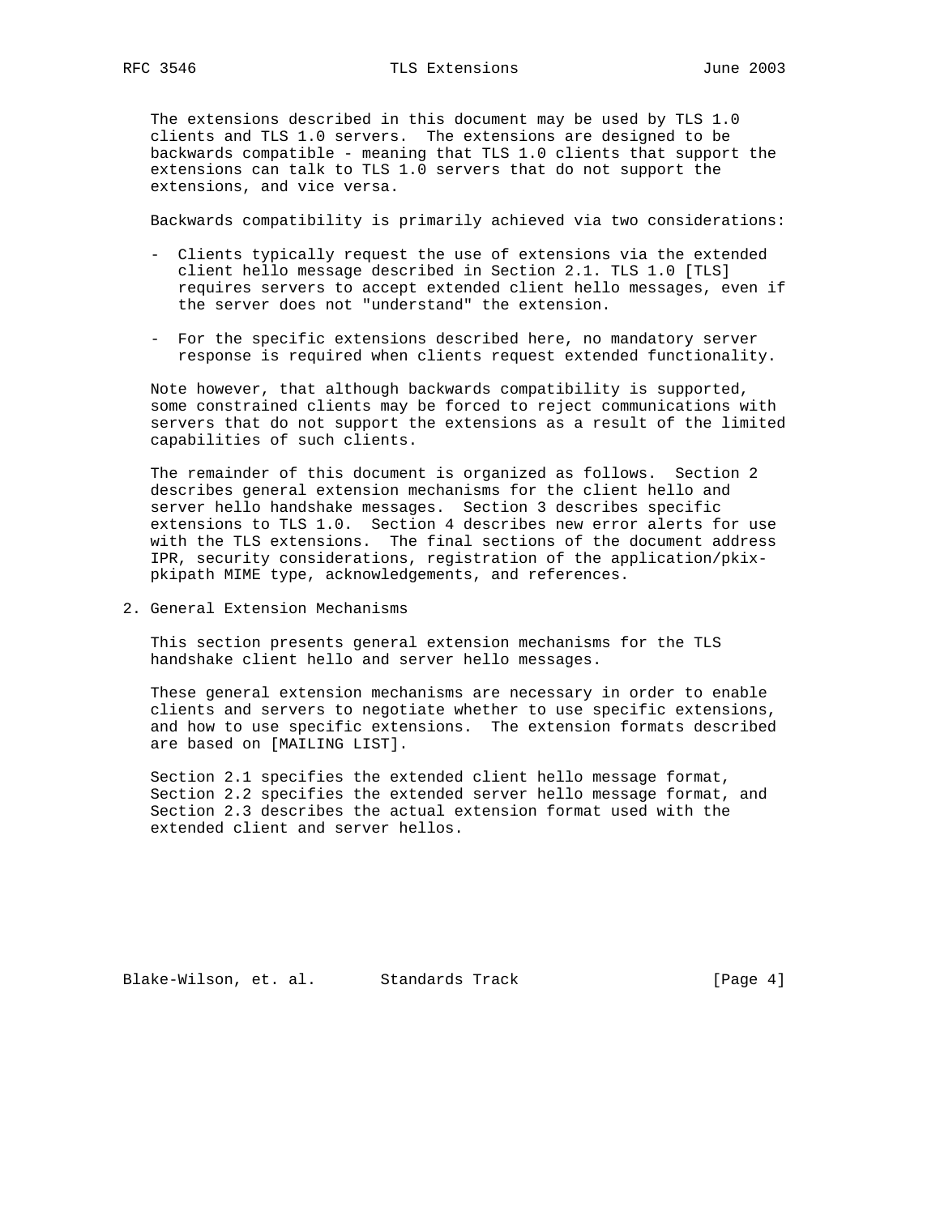The extensions described in this document may be used by TLS 1.0 clients and TLS 1.0 servers. The extensions are designed to be backwards compatible - meaning that TLS 1.0 clients that support the extensions can talk to TLS 1.0 servers that do not support the extensions, and vice versa.

Backwards compatibility is primarily achieved via two considerations:

- Clients typically request the use of extensions via the extended client hello message described in Section 2.1. TLS 1.0 [TLS] requires servers to accept extended client hello messages, even if the server does not "understand" the extension.

- For the specific extensions described here, no mandatory server response is required when clients request extended functionality.

Note however, that although backwards compatibility is supported, some constrained clients may be forced to reject communications with servers that do not support the extensions as a result of the limited capabilities of such clients.

The remainder of this document is organized as follows. Section 2 describes general extension mechanisms for the client hello and server hello handshake messages. Section 3 describes specific extensions to TLS 1.0. Section 4 describes new error alerts for use with the TLS extensions. The final sections of the document address IPR, security considerations, registration of the application/pkix-pkipath MIME type, acknowledgements, and references.

## 2. General Extension Mechanisms

This section presents general extension mechanisms for the TLS handshake client hello and server hello messages.

These general extension mechanisms are necessary in order to enable clients and servers to negotiate whether to use specific extensions, and how to use specific extensions. The extension formats described are based on [MAILING LIST].

Section 2.1 specifies the extended client hello message format, Section 2.2 specifies the extended server hello message format, and Section 2.3 describes the actual extension format used with the extended client and server hellos.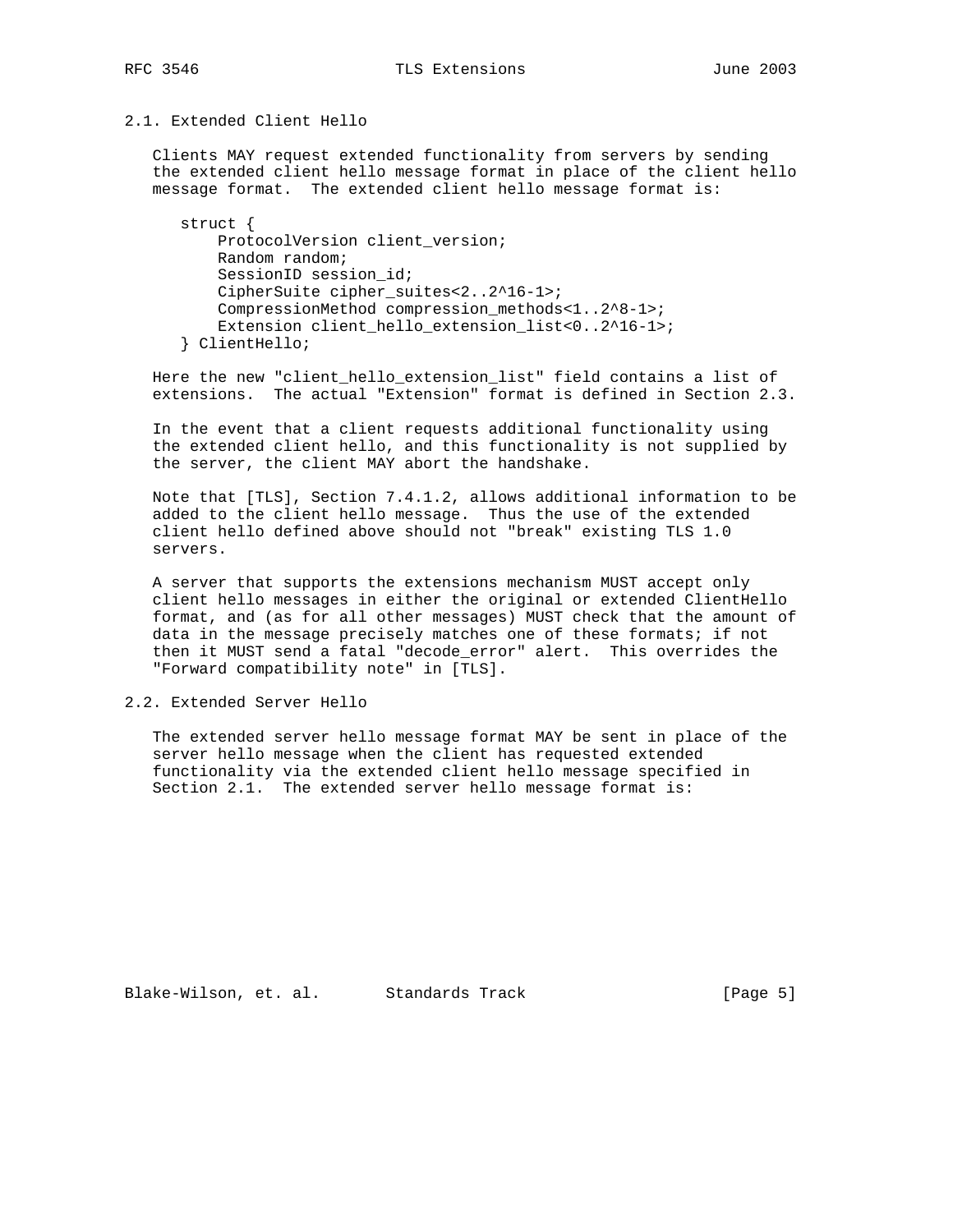## 2.1. Extended Client Hello

Clients MAY request extended functionality from servers by sending the extended client hello message format in place of the client hello message format. The extended client hello message format is:

```
struct {
    ProtocolVersion client_version;
    Random random;
    SessionID session_id;
    CipherSuite cipher_suites<2..2^16-1>;
    CompressionMethod compression_methods<1..2^8-1>;
    Extension client_hello_extension_list<0..2^16-1>;
} ClientHello;
```

Here the new "client_hello_extension_list" field contains a list of extensions. The actual "Extension" format is defined in Section 2.3.

In the event that a client requests additional functionality using the extended client hello, and this functionality is not supplied by the server, the client MAY abort the handshake.

Note that [TLS], Section 7.4.1.2, allows additional information to be added to the client hello message. Thus the use of the extended client hello defined above should not "break" existing TLS 1.0 servers.

A server that supports the extensions mechanism MUST accept only client hello messages in either the original or extended ClientHello format, and (as for all other messages) MUST check that the amount of data in the message precisely matches one of these formats; if not then it MUST send a fatal "decode_error" alert. This overrides the "Forward compatibility note" in [TLS].

## 2.2. Extended Server Hello

The extended server hello message format MAY be sent in place of the server hello message when the client has requested extended functionality via the extended client hello message specified in Section 2.1. The extended server hello message format is: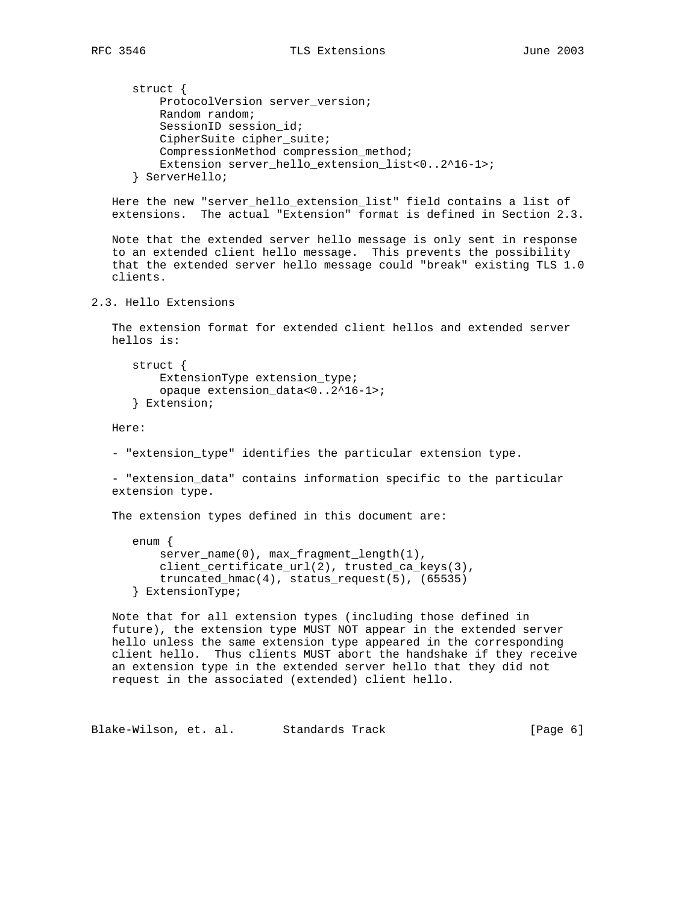```
struct {
    ProtocolVersion server_version;
    Random random;
    SessionID session_id;
    CipherSuite cipher_suite;
    CompressionMethod compression_method;
    Extension server_hello_extension_list<0..2^16-1>;
} ServerHello;
```

Here the new "server_hello_extension_list" field contains a list of extensions. The actual "Extension" format is defined in Section 2.3.

Note that the extended server hello message is only sent in response to an extended client hello message. This prevents the possibility that the extended server hello message could "break" existing TLS 1.0 clients.

## 2.3. Hello Extensions

The extension format for extended client hellos and extended server hellos is:

```
struct {
    ExtensionType extension_type;
    opaque extension_data<0..2^16-1>;
} Extension;
```

Here:

- "extension_type" identifies the particular extension type.

- "extension_data" contains information specific to the particular extension type.

The extension types defined in this document are:

```
enum {
    server_name(0), max_fragment_length(1),
    client_certificate_url(2), trusted_ca_keys(3),
    truncated_hmac(4), status_request(5), (65535)
} ExtensionType;
```

Note that for all extension types (including those defined in future), the extension type MUST NOT appear in the extended server hello unless the same extension type appeared in the corresponding client hello. Thus clients MUST abort the handshake if they receive an extension type in the extended server hello that they did not request in the associated (extended) client hello.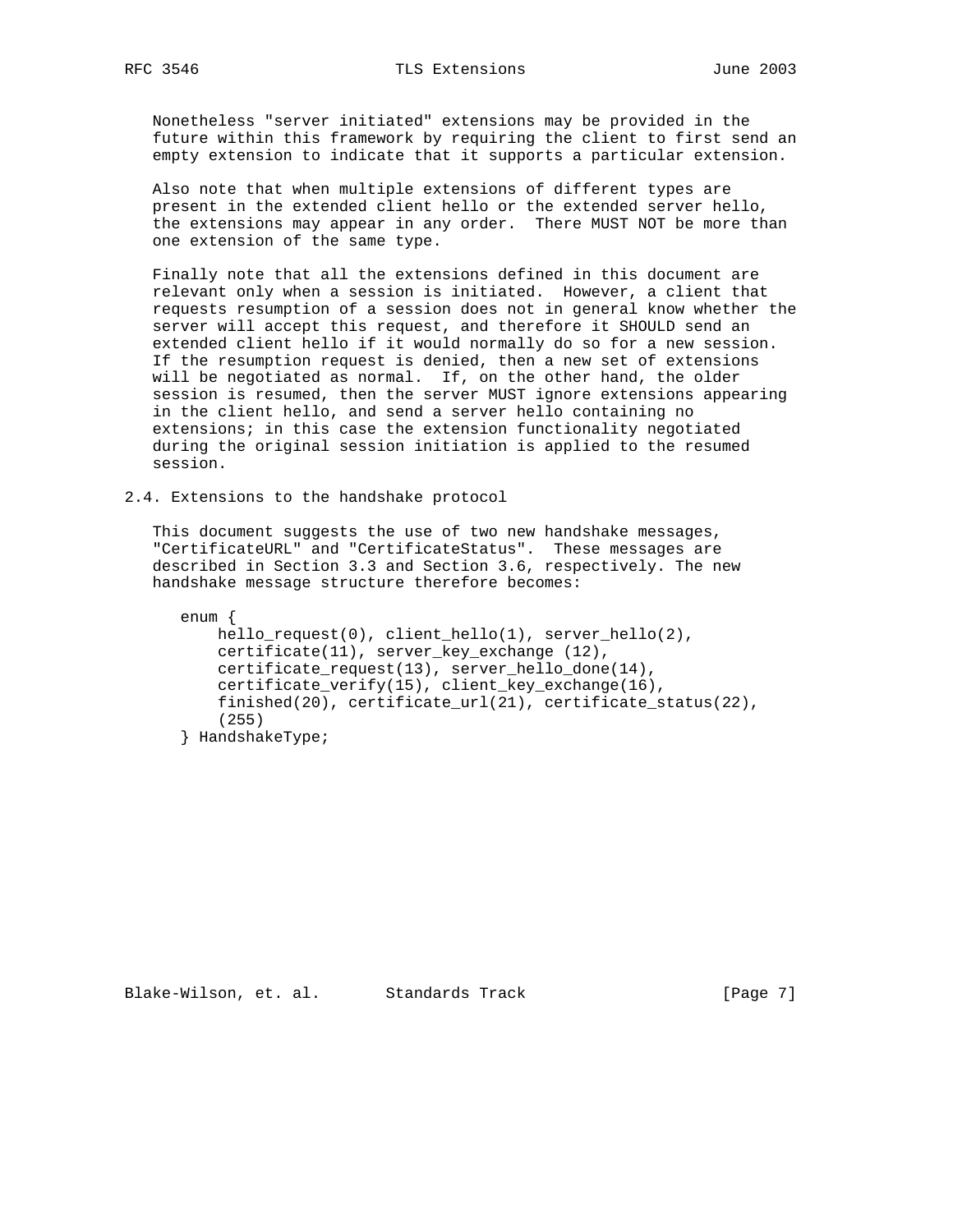Nonetheless "server initiated" extensions may be provided in the future within this framework by requiring the client to first send an empty extension to indicate that it supports a particular extension.

Also note that when multiple extensions of different types are present in the extended client hello or the extended server hello, the extensions may appear in any order. There MUST NOT be more than one extension of the same type.

Finally note that all the extensions defined in this document are relevant only when a session is initiated. However, a client that requests resumption of a session does not in general know whether the server will accept this request, and therefore it SHOULD send an extended client hello if it would normally do so for a new session. If the resumption request is denied, then a new set of extensions will be negotiated as normal. If, on the other hand, the older session is resumed, then the server MUST ignore extensions appearing in the client hello, and send a server hello containing no extensions; in this case the extension functionality negotiated during the original session initiation is applied to the resumed session.

## 2.4. Extensions to the handshake protocol

This document suggests the use of two new handshake messages, "CertificateURL" and "CertificateStatus". These messages are described in Section 3.3 and Section 3.6, respectively. The new handshake message structure therefore becomes:

```
enum {
    hello_request(0), client_hello(1), server_hello(2),
    certificate(11), server_key_exchange (12),
    certificate_request(13), server_hello_done(14),
    certificate_verify(15), client_key_exchange(16),
    finished(20), certificate_url(21), certificate_status(22),
    (255)
} HandshakeType;
```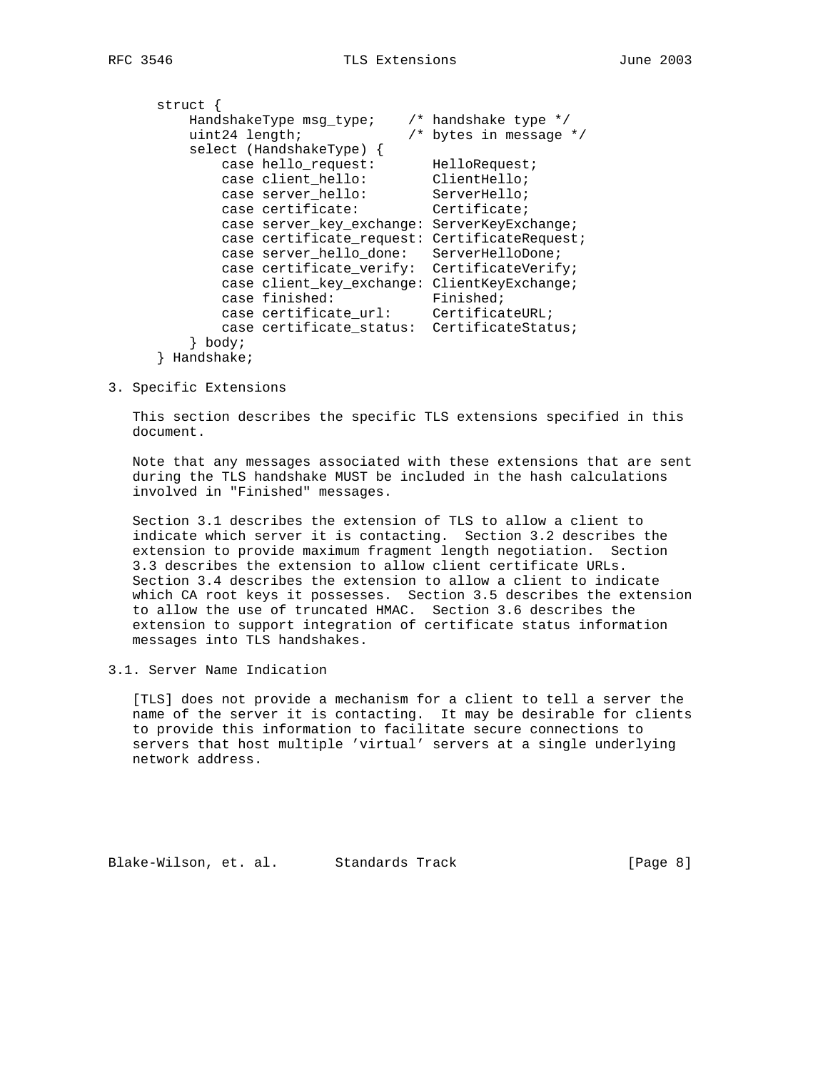```
struct {
    HandshakeType msg_type;    /* handshake type */
    uint24 length;             /* bytes in message */
    select (HandshakeType) {
        case hello_request:       HelloRequest;
        case client_hello:        ClientHello;
        case server_hello:        ServerHello;
        case certificate:         Certificate;
        case server_key_exchange: ServerKeyExchange;
        case certificate_request: CertificateRequest;
        case server_hello_done:   ServerHelloDone;
        case certificate_verify:  CertificateVerify;
        case client_key_exchange: ClientKeyExchange;
        case finished:            Finished;
        case certificate_url:     CertificateURL;
        case certificate_status:  CertificateStatus;
    } body;
} Handshake;
```

## 3. Specific Extensions

This section describes the specific TLS extensions specified in this document.

Note that any messages associated with these extensions that are sent during the TLS handshake MUST be included in the hash calculations involved in "Finished" messages.

Section 3.1 describes the extension of TLS to allow a client to indicate which server it is contacting. Section 3.2 describes the extension to provide maximum fragment length negotiation. Section 3.3 describes the extension to allow client certificate URLs. Section 3.4 describes the extension to allow a client to indicate which CA root keys it possesses. Section 3.5 describes the extension to allow the use of truncated HMAC. Section 3.6 describes the extension to support integration of certificate status information messages into TLS handshakes.

### 3.1. Server Name Indication

[TLS] does not provide a mechanism for a client to tell a server the name of the server it is contacting. It may be desirable for clients to provide this information to facilitate secure connections to servers that host multiple 'virtual' servers at a single underlying network address.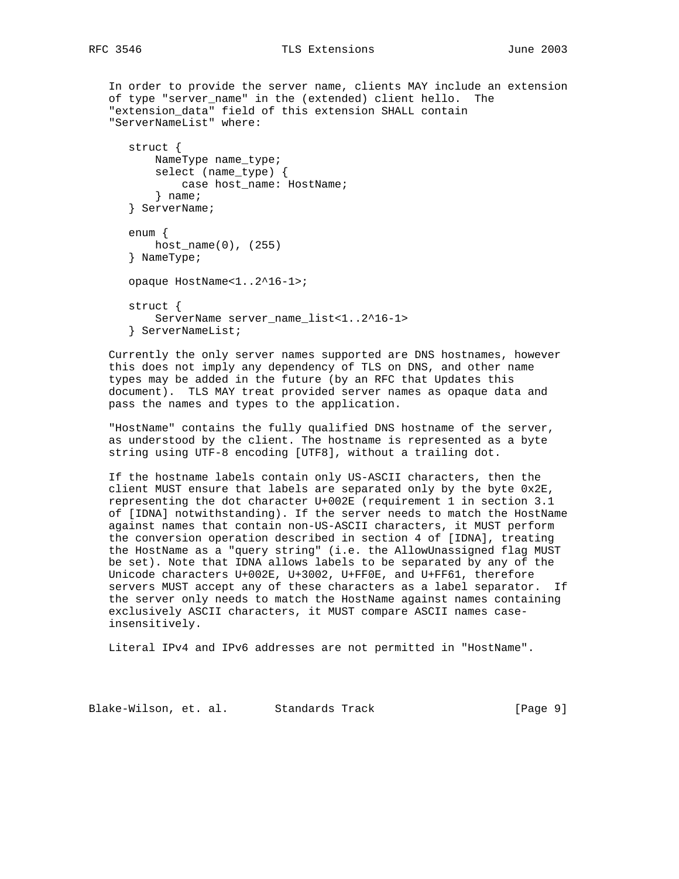In order to provide the server name, clients MAY include an extension of type "server_name" in the (extended) client hello. The "extension_data" field of this extension SHALL contain "ServerNameList" where:

```
struct {
    NameType name_type;
    select (name_type) {
        case host_name: HostName;
    } name;
} ServerName;

enum {
    host_name(0), (255)
} NameType;

opaque HostName<1..2^16-1>;

struct {
    ServerName server_name_list<1..2^16-1>
} ServerNameList;
```

Currently the only server names supported are DNS hostnames, however this does not imply any dependency of TLS on DNS, and other name types may be added in the future (by an RFC that Updates this document). TLS MAY treat provided server names as opaque data and pass the names and types to the application.

"HostName" contains the fully qualified DNS hostname of the server, as understood by the client. The hostname is represented as a byte string using UTF-8 encoding [UTF8], without a trailing dot.

If the hostname labels contain only US-ASCII characters, then the client MUST ensure that labels are separated only by the byte 0x2E, representing the dot character U+002E (requirement 1 in section 3.1 of [IDNA] notwithstanding). If the server needs to match the HostName against names that contain non-US-ASCII characters, it MUST perform the conversion operation described in section 4 of [IDNA], treating the HostName as a "query string" (i.e. the AllowUnassigned flag MUST be set). Note that IDNA allows labels to be separated by any of the Unicode characters U+002E, U+3002, U+FF0E, and U+FF61, therefore servers MUST accept any of these characters as a label separator. If the server only needs to match the HostName against names containing exclusively ASCII characters, it MUST compare ASCII names case-insensitively.

Literal IPv4 and IPv6 addresses are not permitted in "HostName".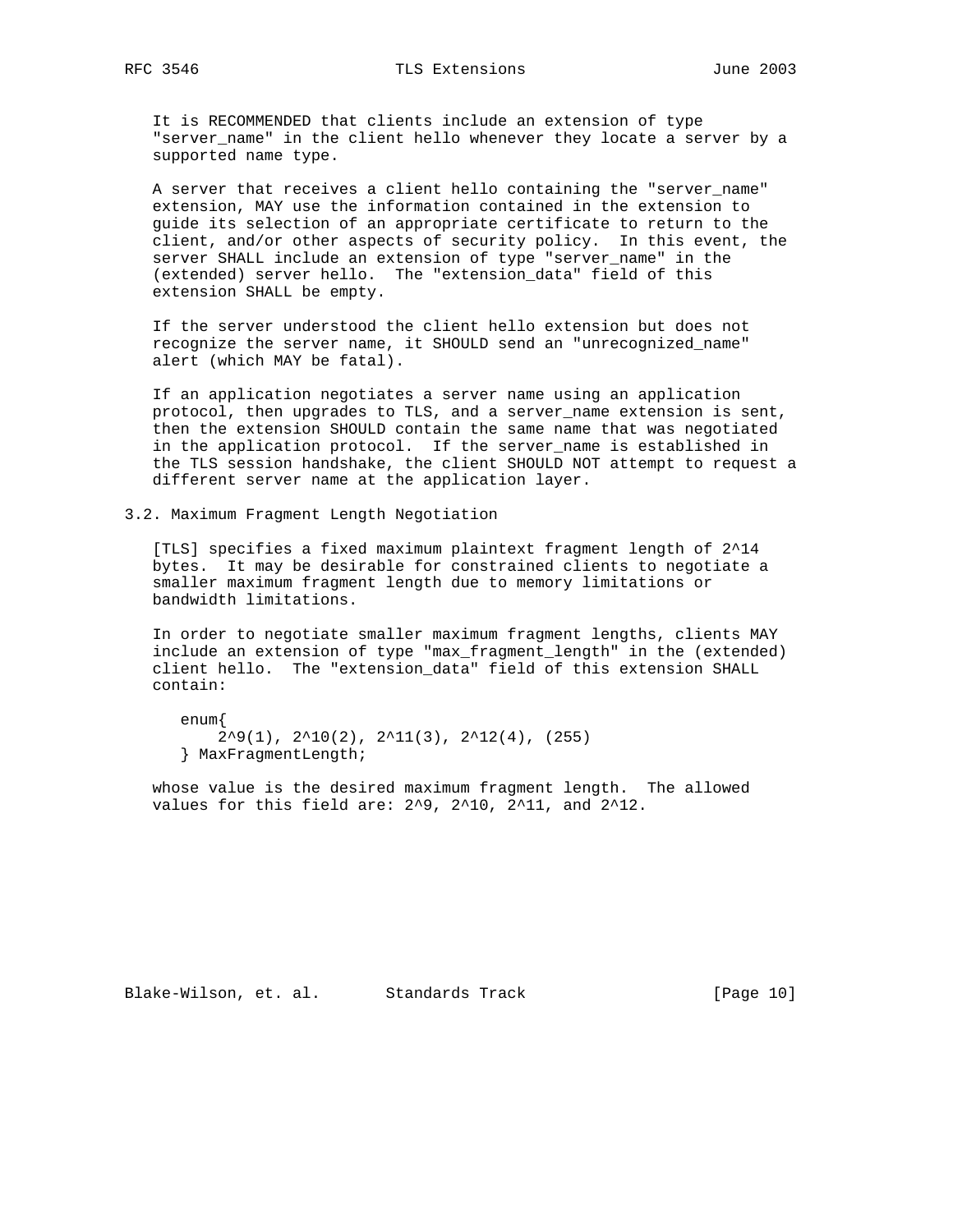It is RECOMMENDED that clients include an extension of type "server_name" in the client hello whenever they locate a server by a supported name type.

A server that receives a client hello containing the "server_name" extension, MAY use the information contained in the extension to guide its selection of an appropriate certificate to return to the client, and/or other aspects of security policy. In this event, the server SHALL include an extension of type "server_name" in the (extended) server hello. The "extension_data" field of this extension SHALL be empty.

If the server understood the client hello extension but does not recognize the server name, it SHOULD send an "unrecognized_name" alert (which MAY be fatal).

If an application negotiates a server name using an application protocol, then upgrades to TLS, and a server_name extension is sent, then the extension SHOULD contain the same name that was negotiated in the application protocol. If the server_name is established in the TLS session handshake, the client SHOULD NOT attempt to request a different server name at the application layer.

## 3.2. Maximum Fragment Length Negotiation

[TLS] specifies a fixed maximum plaintext fragment length of $2^{14}$ bytes. It may be desirable for constrained clients to negotiate a smaller maximum fragment length due to memory limitations or bandwidth limitations.

In order to negotiate smaller maximum fragment lengths, clients MAY include an extension of type "max_fragment_length" in the (extended) client hello. The "extension_data" field of this extension SHALL contain:

```
enum{
    2^9(1), 2^10(2), 2^11(3), 2^12(4), (255)
} MaxFragmentLength;
```

whose value is the desired maximum fragment length. The allowed values for this field are: $2^9$, $2^{10}$, $2^{11}$, and $2^{12}$.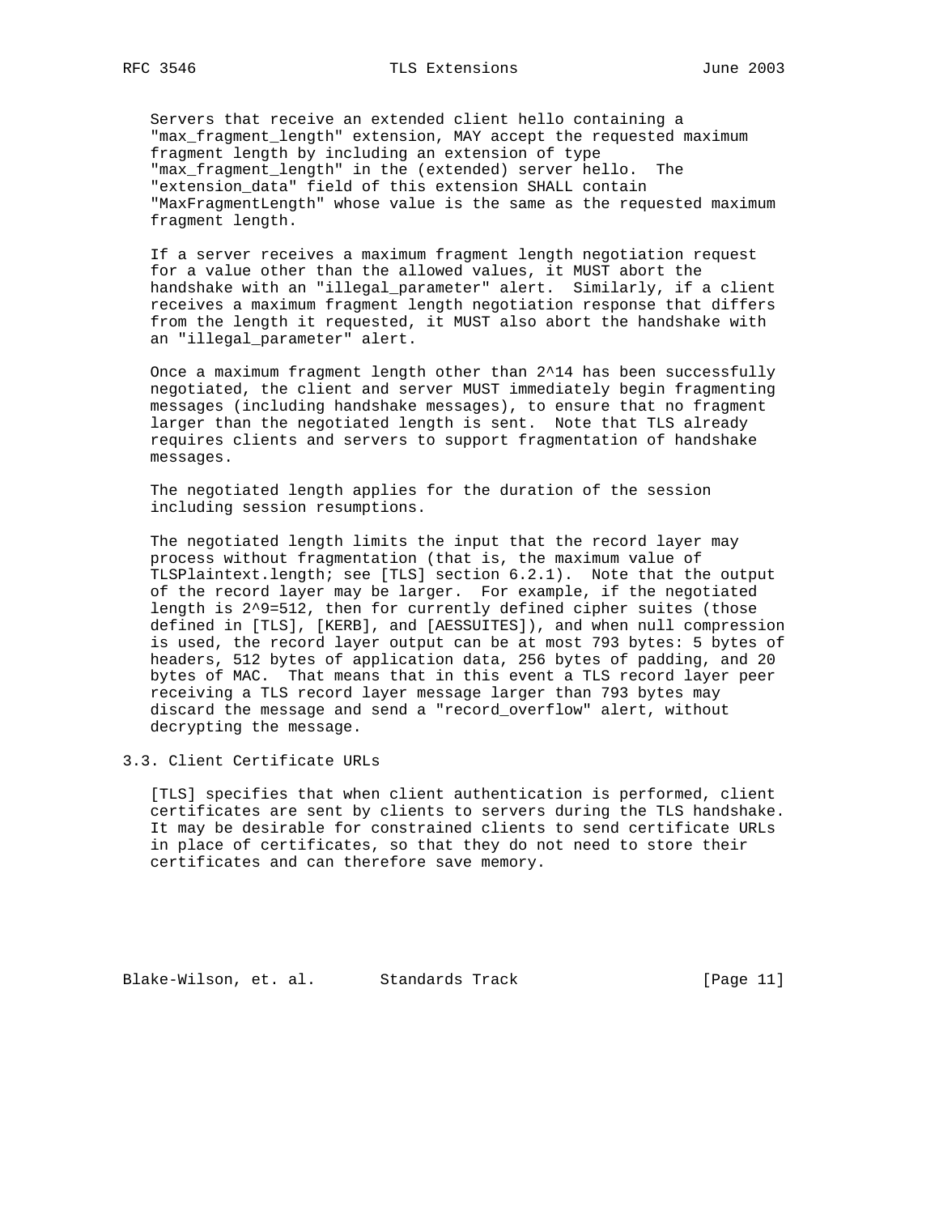Servers that receive an extended client hello containing a "max_fragment_length" extension, MAY accept the requested maximum fragment length by including an extension of type "max_fragment_length" in the (extended) server hello. The "extension_data" field of this extension SHALL contain "MaxFragmentLength" whose value is the same as the requested maximum fragment length.

If a server receives a maximum fragment length negotiation request for a value other than the allowed values, it MUST abort the handshake with an "illegal_parameter" alert. Similarly, if a client receives a maximum fragment length negotiation response that differs from the length it requested, it MUST also abort the handshake with an "illegal_parameter" alert.

Once a maximum fragment length other than 2^14 has been successfully negotiated, the client and server MUST immediately begin fragmenting messages (including handshake messages), to ensure that no fragment larger than the negotiated length is sent. Note that TLS already requires clients and servers to support fragmentation of handshake messages.

The negotiated length applies for the duration of the session including session resumptions.

The negotiated length limits the input that the record layer may process without fragmentation (that is, the maximum value of TLSPlaintext.length; see [TLS] section 6.2.1). Note that the output of the record layer may be larger. For example, if the negotiated length is 2^9=512, then for currently defined cipher suites (those defined in [TLS], [KERB], and [AESSUITES]), and when null compression is used, the record layer output can be at most 793 bytes: 5 bytes of headers, 512 bytes of application data, 256 bytes of padding, and 20 bytes of MAC. That means that in this event a TLS record layer peer receiving a TLS record layer message larger than 793 bytes may discard the message and send a "record_overflow" alert, without decrypting the message.

## 3.3. Client Certificate URLs

[TLS] specifies that when client authentication is performed, client certificates are sent by clients to servers during the TLS handshake. It may be desirable for constrained clients to send certificate URLs in place of certificates, so that they do not need to store their certificates and can therefore save memory.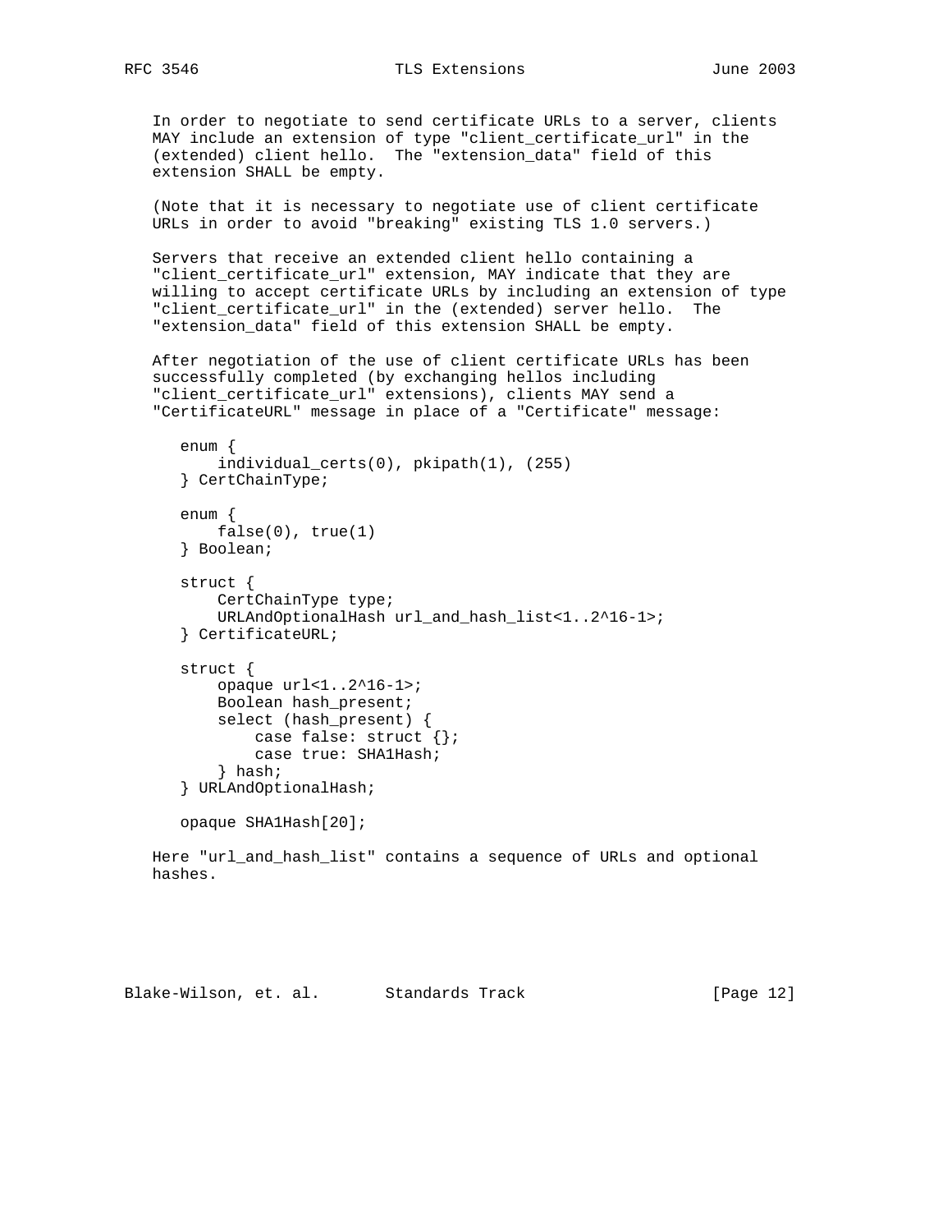In order to negotiate to send certificate URLs to a server, clients MAY include an extension of type "client_certificate_url" in the (extended) client hello. The "extension_data" field of this extension SHALL be empty.

(Note that it is necessary to negotiate use of client certificate URLs in order to avoid "breaking" existing TLS 1.0 servers.)

Servers that receive an extended client hello containing a "client_certificate_url" extension, MAY indicate that they are willing to accept certificate URLs by including an extension of type "client_certificate_url" in the (extended) server hello. The "extension_data" field of this extension SHALL be empty.

After negotiation of the use of client certificate URLs has been successfully completed (by exchanging hellos including "client_certificate_url" extensions), clients MAY send a "CertificateURL" message in place of a "Certificate" message:

```
enum {
    individual_certs(0), pkipath(1), (255)
} CertChainType;

enum {
    false(0), true(1)
} Boolean;

struct {
    CertChainType type;
    URLAndOptionalHash url_and_hash_list<1..2^16-1>;
} CertificateURL;

struct {
    opaque url<1..2^16-1>;
    Boolean hash_present;
    select (hash_present) {
        case false: struct {};
        case true: SHA1Hash;
    } hash;
} URLAndOptionalHash;

opaque SHA1Hash[20];
```

Here "url_and_hash_list" contains a sequence of URLs and optional hashes.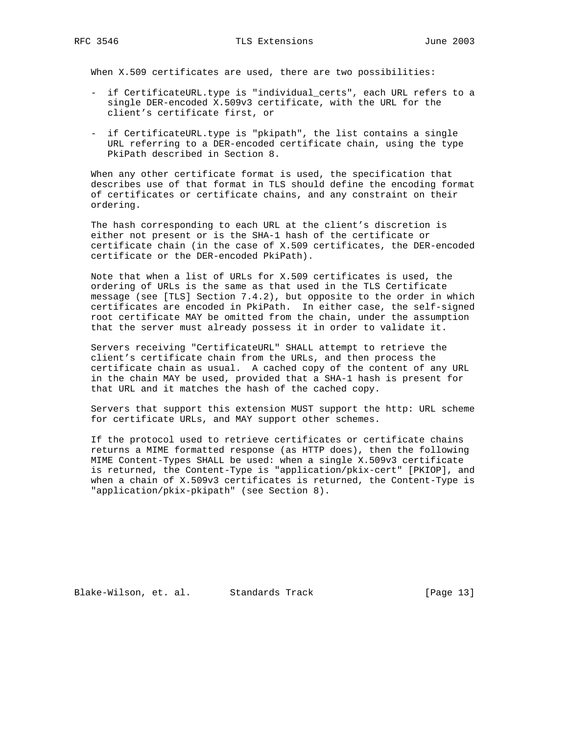When X.509 certificates are used, there are two possibilities:

- if CertificateURL.type is "individual_certs", each URL refers to a single DER-encoded X.509v3 certificate, with the URL for the client's certificate first, or

- if CertificateURL.type is "pkipath", the list contains a single URL referring to a DER-encoded certificate chain, using the type PkiPath described in Section 8.

When any other certificate format is used, the specification that describes use of that format in TLS should define the encoding format of certificates or certificate chains, and any constraint on their ordering.

The hash corresponding to each URL at the client's discretion is either not present or is the SHA-1 hash of the certificate or certificate chain (in the case of X.509 certificates, the DER-encoded certificate or the DER-encoded PkiPath).

Note that when a list of URLs for X.509 certificates is used, the ordering of URLs is the same as that used in the TLS Certificate message (see [TLS] Section 7.4.2), but opposite to the order in which certificates are encoded in PkiPath. In either case, the self-signed root certificate MAY be omitted from the chain, under the assumption that the server must already possess it in order to validate it.

Servers receiving "CertificateURL" SHALL attempt to retrieve the client's certificate chain from the URLs, and then process the certificate chain as usual. A cached copy of the content of any URL in the chain MAY be used, provided that a SHA-1 hash is present for that URL and it matches the hash of the cached copy.

Servers that support this extension MUST support the http: URL scheme for certificate URLs, and MAY support other schemes.

If the protocol used to retrieve certificates or certificate chains returns a MIME formatted response (as HTTP does), then the following MIME Content-Types SHALL be used: when a single X.509v3 certificate is returned, the Content-Type is "application/pkix-cert" [PKIOP], and when a chain of X.509v3 certificates is returned, the Content-Type is "application/pkix-pkipath" (see Section 8).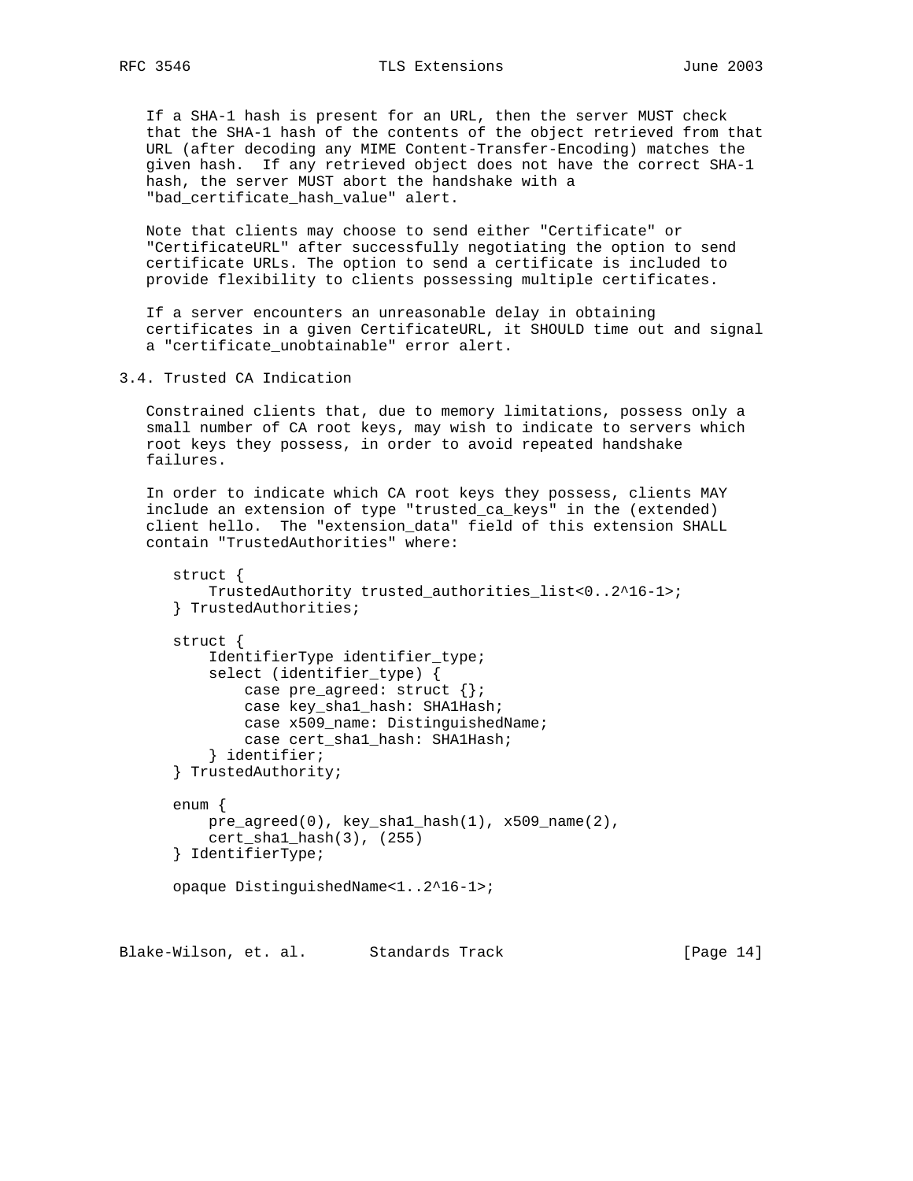If a SHA-1 hash is present for an URL, then the server MUST check that the SHA-1 hash of the contents of the object retrieved from that URL (after decoding any MIME Content-Transfer-Encoding) matches the given hash. If any retrieved object does not have the correct SHA-1 hash, the server MUST abort the handshake with a "bad_certificate_hash_value" alert.

Note that clients may choose to send either "Certificate" or "CertificateURL" after successfully negotiating the option to send certificate URLs. The option to send a certificate is included to provide flexibility to clients possessing multiple certificates.

If a server encounters an unreasonable delay in obtaining certificates in a given CertificateURL, it SHOULD time out and signal a "certificate_unobtainable" error alert.

### 3.4. Trusted CA Indication

Constrained clients that, due to memory limitations, possess only a small number of CA root keys, may wish to indicate to servers which root keys they possess, in order to avoid repeated handshake failures.

In order to indicate which CA root keys they possess, clients MAY include an extension of type "trusted_ca_keys" in the (extended) client hello. The "extension_data" field of this extension SHALL contain "TrustedAuthorities" where:

```
struct {
    TrustedAuthority trusted_authorities_list<0..2^16-1>;
} TrustedAuthorities;

struct {
    IdentifierType identifier_type;
    select (identifier_type) {
        case pre_agreed: struct {};
        case key_sha1_hash: SHA1Hash;
        case x509_name: DistinguishedName;
        case cert_sha1_hash: SHA1Hash;
    } identifier;
} TrustedAuthority;

enum {
    pre_agreed(0), key_sha1_hash(1), x509_name(2),
    cert_sha1_hash(3), (255)
} IdentifierType;

opaque DistinguishedName<1..2^16-1>;
```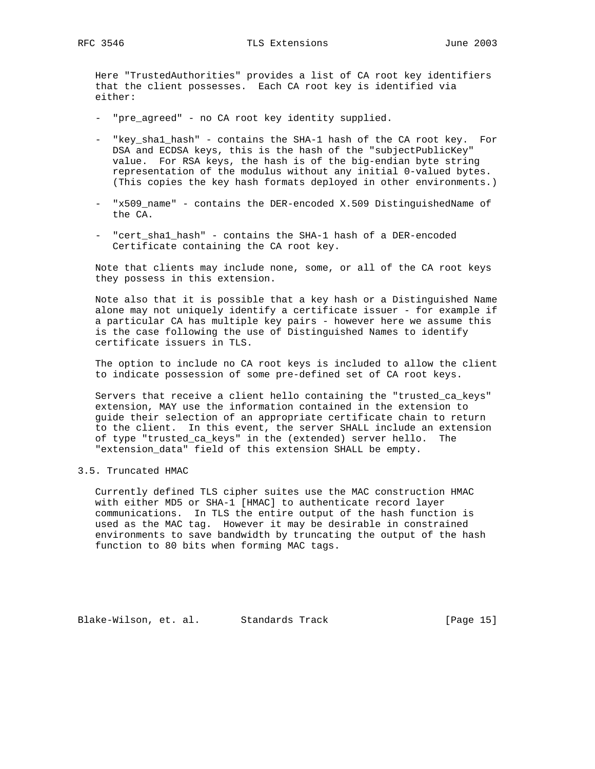Here "TrustedAuthorities" provides a list of CA root key identifiers that the client possesses. Each CA root key is identified via either:

- "pre_agreed" - no CA root key identity supplied.

- "key_sha1_hash" - contains the SHA-1 hash of the CA root key. For DSA and ECDSA keys, this is the hash of the "subjectPublicKey" value. For RSA keys, the hash is of the big-endian byte string representation of the modulus without any initial 0-valued bytes. (This copies the key hash formats deployed in other environments.)

- "x509_name" - contains the DER-encoded X.509 DistinguishedName of the CA.

- "cert_sha1_hash" - contains the SHA-1 hash of a DER-encoded Certificate containing the CA root key.

Note that clients may include none, some, or all of the CA root keys they possess in this extension.

Note also that it is possible that a key hash or a Distinguished Name alone may not uniquely identify a certificate issuer - for example if a particular CA has multiple key pairs - however here we assume this is the case following the use of Distinguished Names to identify certificate issuers in TLS.

The option to include no CA root keys is included to allow the client to indicate possession of some pre-defined set of CA root keys.

Servers that receive a client hello containing the "trusted_ca_keys" extension, MAY use the information contained in the extension to guide their selection of an appropriate certificate chain to return to the client. In this event, the server SHALL include an extension of type "trusted_ca_keys" in the (extended) server hello. The "extension_data" field of this extension SHALL be empty.

## 3.5. Truncated HMAC

Currently defined TLS cipher suites use the MAC construction HMAC with either MD5 or SHA-1 [HMAC] to authenticate record layer communications. In TLS the entire output of the hash function is used as the MAC tag. However it may be desirable in constrained environments to save bandwidth by truncating the output of the hash function to 80 bits when forming MAC tags.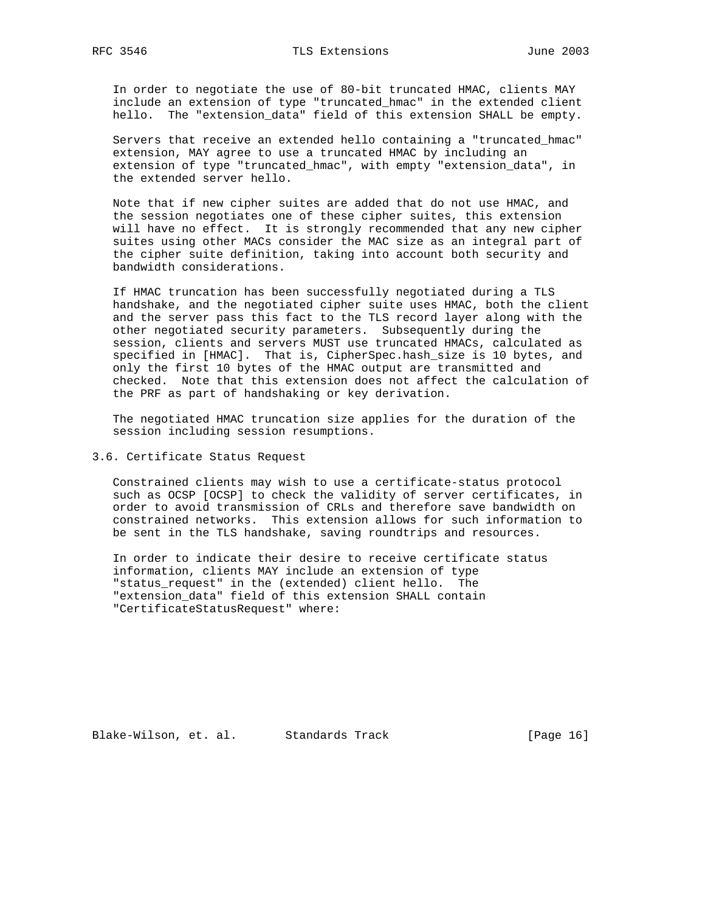In order to negotiate the use of 80-bit truncated HMAC, clients MAY include an extension of type "truncated_hmac" in the extended client hello. The "extension_data" field of this extension SHALL be empty.

Servers that receive an extended hello containing a "truncated_hmac" extension, MAY agree to use a truncated HMAC by including an extension of type "truncated_hmac", with empty "extension_data", in the extended server hello.

Note that if new cipher suites are added that do not use HMAC, and the session negotiates one of these cipher suites, this extension will have no effect. It is strongly recommended that any new cipher suites using other MACs consider the MAC size as an integral part of the cipher suite definition, taking into account both security and bandwidth considerations.

If HMAC truncation has been successfully negotiated during a TLS handshake, and the negotiated cipher suite uses HMAC, both the client and the server pass this fact to the TLS record layer along with the other negotiated security parameters. Subsequently during the session, clients and servers MUST use truncated HMACs, calculated as specified in [HMAC]. That is, CipherSpec.hash_size is 10 bytes, and only the first 10 bytes of the HMAC output are transmitted and checked. Note that this extension does not affect the calculation of the PRF as part of handshaking or key derivation.

The negotiated HMAC truncation size applies for the duration of the session including session resumptions.

## 3.6. Certificate Status Request

Constrained clients may wish to use a certificate-status protocol such as OCSP [OCSP] to check the validity of server certificates, in order to avoid transmission of CRLs and therefore save bandwidth on constrained networks. This extension allows for such information to be sent in the TLS handshake, saving roundtrips and resources.

In order to indicate their desire to receive certificate status information, clients MAY include an extension of type "status_request" in the (extended) client hello. The "extension_data" field of this extension SHALL contain "CertificateStatusRequest" where: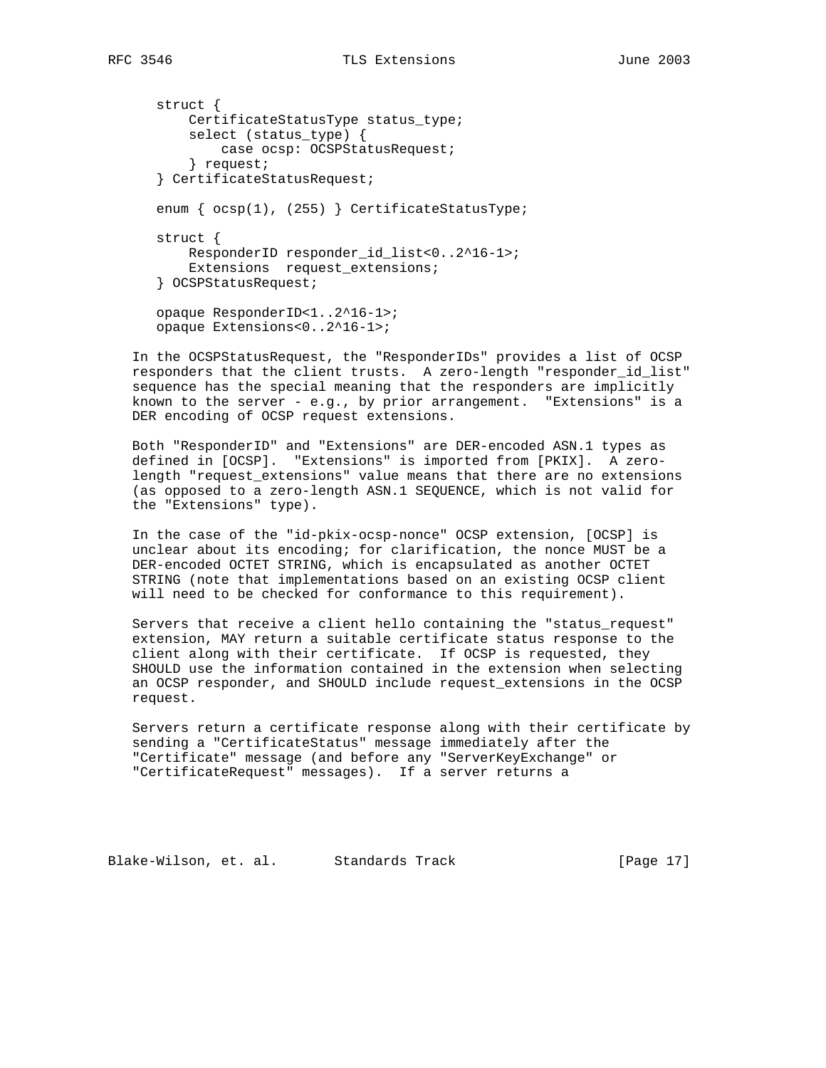```
struct {
    CertificateStatusType status_type;
    select (status_type) {
        case ocsp: OCSPStatusRequest;
    } request;
} CertificateStatusRequest;

enum { ocsp(1), (255) } CertificateStatusType;

struct {
    ResponderID responder_id_list<0..2^16-1>;
    Extensions  request_extensions;
} OCSPStatusRequest;

opaque ResponderID<1..2^16-1>;
opaque Extensions<0..2^16-1>;
```

In the OCSPStatusRequest, the "ResponderIDs" provides a list of OCSP responders that the client trusts. A zero-length "responder_id_list" sequence has the special meaning that the responders are implicitly known to the server - e.g., by prior arrangement. "Extensions" is a DER encoding of OCSP request extensions.

Both "ResponderID" and "Extensions" are DER-encoded ASN.1 types as defined in [OCSP]. "Extensions" is imported from [PKIX]. A zero-length "request_extensions" value means that there are no extensions (as opposed to a zero-length ASN.1 SEQUENCE, which is not valid for the "Extensions" type).

In the case of the "id-pkix-ocsp-nonce" OCSP extension, [OCSP] is unclear about its encoding; for clarification, the nonce MUST be a DER-encoded OCTET STRING, which is encapsulated as another OCTET STRING (note that implementations based on an existing OCSP client will need to be checked for conformance to this requirement).

Servers that receive a client hello containing the "status_request" extension, MAY return a suitable certificate status response to the client along with their certificate. If OCSP is requested, they SHOULD use the information contained in the extension when selecting an OCSP responder, and SHOULD include request_extensions in the OCSP request.

Servers return a certificate response along with their certificate by sending a "CertificateStatus" message immediately after the "Certificate" message (and before any "ServerKeyExchange" or "CertificateRequest" messages). If a server returns a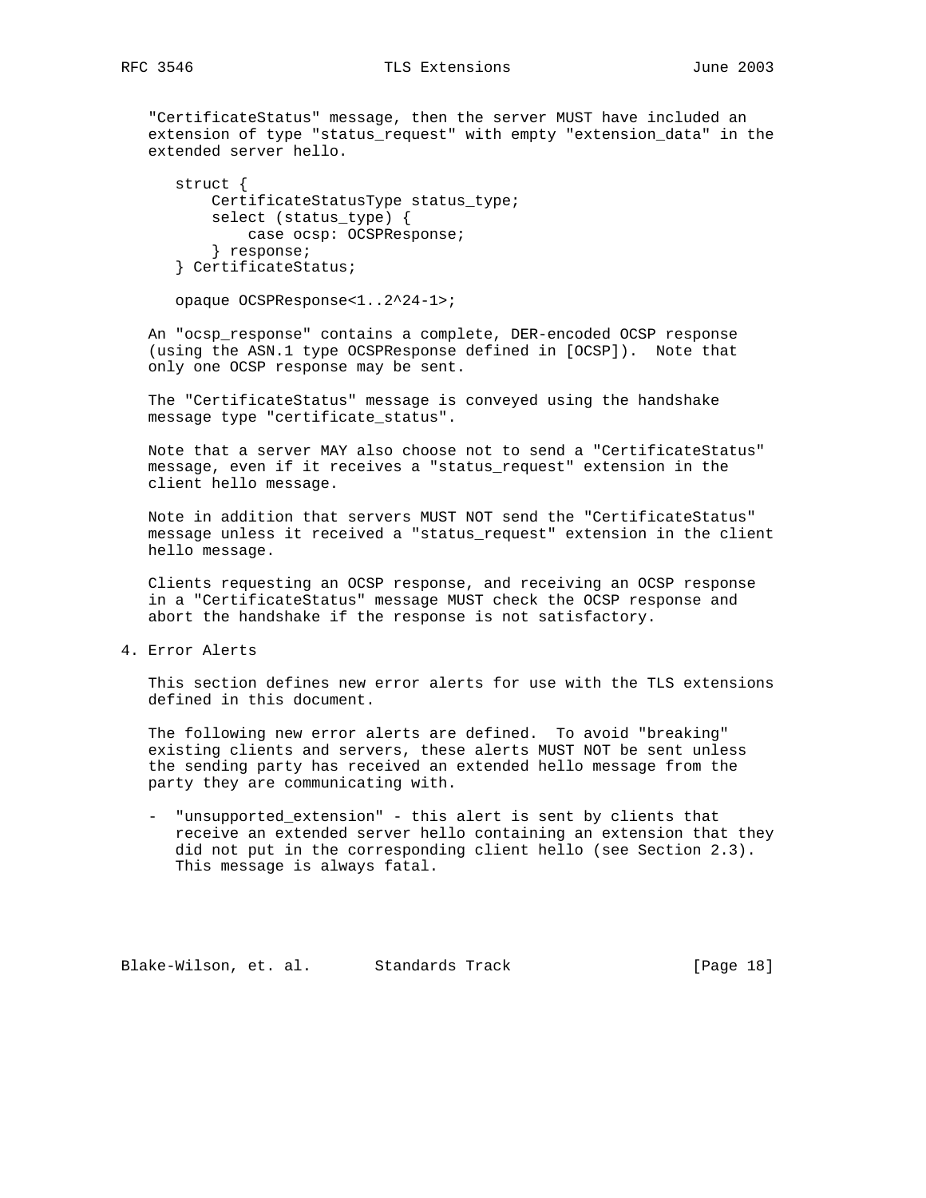"CertificateStatus" message, then the server MUST have included an extension of type "status_request" with empty "extension_data" in the extended server hello.

```
struct {
    CertificateStatusType status_type;
    select (status_type) {
        case ocsp: OCSPResponse;
    } response;
} CertificateStatus;

opaque OCSPResponse<1..2^24-1>;
```

An "ocsp_response" contains a complete, DER-encoded OCSP response (using the ASN.1 type OCSPResponse defined in [OCSP]). Note that only one OCSP response may be sent.

The "CertificateStatus" message is conveyed using the handshake message type "certificate_status".

Note that a server MAY also choose not to send a "CertificateStatus" message, even if it receives a "status_request" extension in the client hello message.

Note in addition that servers MUST NOT send the "CertificateStatus" message unless it received a "status_request" extension in the client hello message.

Clients requesting an OCSP response, and receiving an OCSP response in a "CertificateStatus" message MUST check the OCSP response and abort the handshake if the response is not satisfactory.

## 4. Error Alerts

This section defines new error alerts for use with the TLS extensions defined in this document.

The following new error alerts are defined. To avoid "breaking" existing clients and servers, these alerts MUST NOT be sent unless the sending party has received an extended hello message from the party they are communicating with.

- "unsupported_extension" - this alert is sent by clients that receive an extended server hello containing an extension that they did not put in the corresponding client hello (see Section 2.3). This message is always fatal.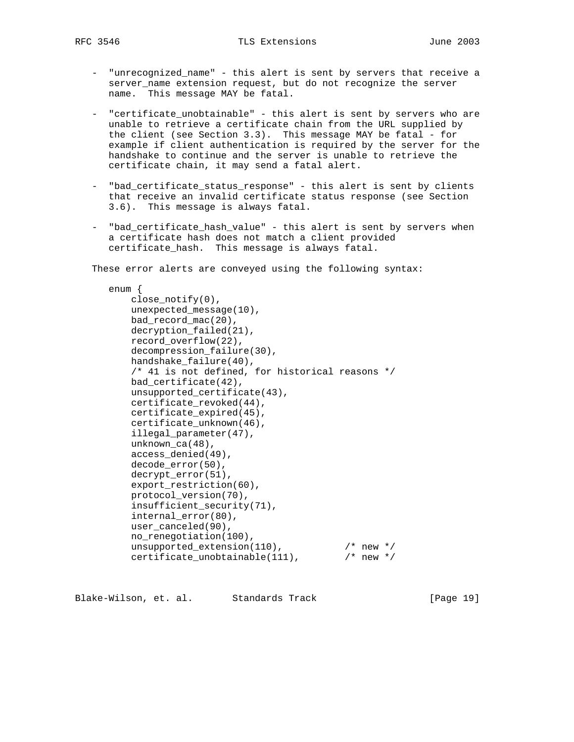- "unrecognized_name" - this alert is sent by servers that receive a server_name extension request, but do not recognize the server name. This message MAY be fatal.

- "certificate_unobtainable" - this alert is sent by servers who are unable to retrieve a certificate chain from the URL supplied by the client (see Section 3.3). This message MAY be fatal - for example if client authentication is required by the server for the handshake to continue and the server is unable to retrieve the certificate chain, it may send a fatal alert.

- "bad_certificate_status_response" - this alert is sent by clients that receive an invalid certificate status response (see Section 3.6). This message is always fatal.

- "bad_certificate_hash_value" - this alert is sent by servers when a certificate hash does not match a client provided certificate_hash. This message is always fatal.

These error alerts are conveyed using the following syntax:

```
enum {
    close_notify(0),
    unexpected_message(10),
    bad_record_mac(20),
    decryption_failed(21),
    record_overflow(22),
    decompression_failure(30),
    handshake_failure(40),
    /* 41 is not defined, for historical reasons */
    bad_certificate(42),
    unsupported_certificate(43),
    certificate_revoked(44),
    certificate_expired(45),
    certificate_unknown(46),
    illegal_parameter(47),
    unknown_ca(48),
    access_denied(49),
    decode_error(50),
    decrypt_error(51),
    export_restriction(60),
    protocol_version(70),
    insufficient_security(71),
    internal_error(80),
    user_canceled(90),
    no_renegotiation(100),
    unsupported_extension(110),           /* new */
    certificate_unobtainable(111),        /* new */
```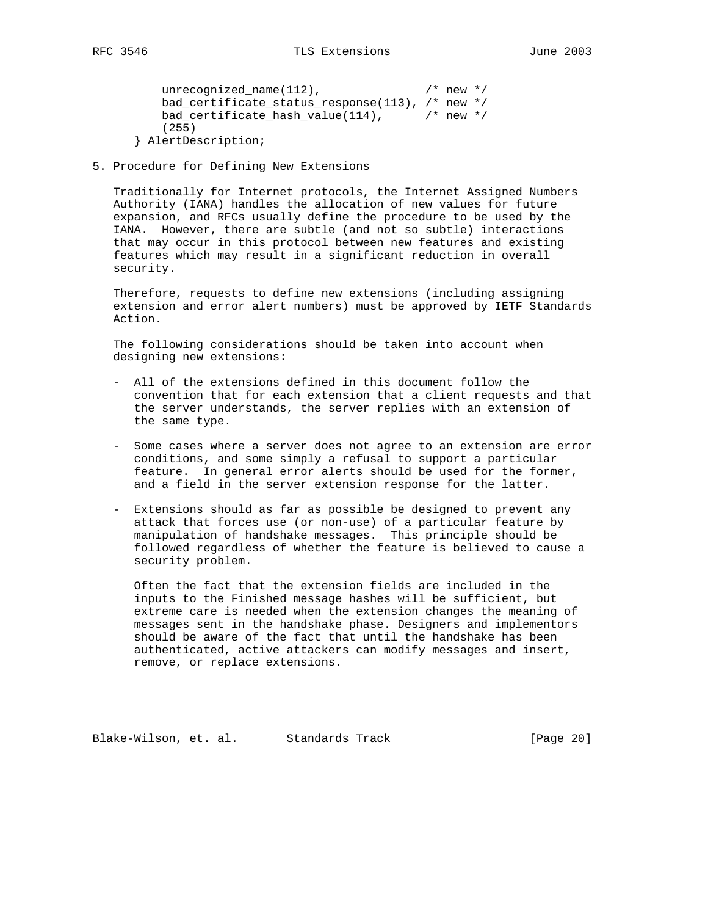```
        unrecognized_name(112),               /* new */
        bad_certificate_status_response(113), /* new */
        bad_certificate_hash_value(114),      /* new */
        (255)
    } AlertDescription;
```

## 5. Procedure for Defining New Extensions

Traditionally for Internet protocols, the Internet Assigned Numbers Authority (IANA) handles the allocation of new values for future expansion, and RFCs usually define the procedure to be used by the IANA. However, there are subtle (and not so subtle) interactions that may occur in this protocol between new features and existing features which may result in a significant reduction in overall security.

Therefore, requests to define new extensions (including assigning extension and error alert numbers) must be approved by IETF Standards Action.

The following considerations should be taken into account when designing new extensions:

- All of the extensions defined in this document follow the convention that for each extension that a client requests and that the server understands, the server replies with an extension of the same type.

- Some cases where a server does not agree to an extension are error conditions, and some simply a refusal to support a particular feature. In general error alerts should be used for the former, and a field in the server extension response for the latter.

- Extensions should as far as possible be designed to prevent any attack that forces use (or non-use) of a particular feature by manipulation of handshake messages. This principle should be followed regardless of whether the feature is believed to cause a security problem.

  Often the fact that the extension fields are included in the inputs to the Finished message hashes will be sufficient, but extreme care is needed when the extension changes the meaning of messages sent in the handshake phase. Designers and implementors should be aware of the fact that until the handshake has been authenticated, active attackers can modify messages and insert, remove, or replace extensions.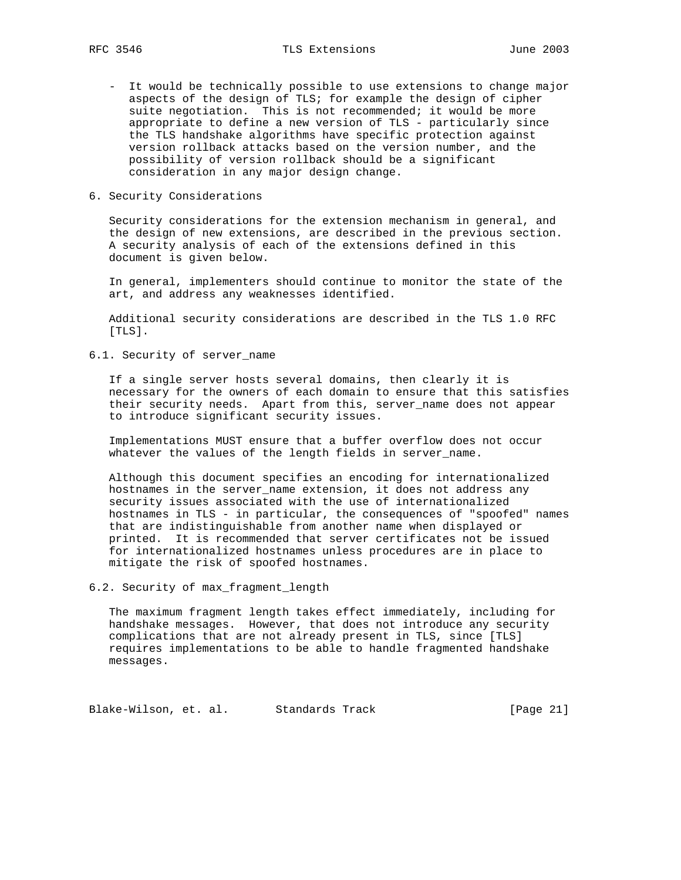- It would be technically possible to use extensions to change major aspects of the design of TLS; for example the design of cipher suite negotiation. This is not recommended; it would be more appropriate to define a new version of TLS - particularly since the TLS handshake algorithms have specific protection against version rollback attacks based on the version number, and the possibility of version rollback should be a significant consideration in any major design change.

## 6. Security Considerations

Security considerations for the extension mechanism in general, and the design of new extensions, are described in the previous section. A security analysis of each of the extensions defined in this document is given below.

In general, implementers should continue to monitor the state of the art, and address any weaknesses identified.

Additional security considerations are described in the TLS 1.0 RFC [TLS].

### 6.1. Security of server_name

If a single server hosts several domains, then clearly it is necessary for the owners of each domain to ensure that this satisfies their security needs. Apart from this, server_name does not appear to introduce significant security issues.

Implementations MUST ensure that a buffer overflow does not occur whatever the values of the length fields in server_name.

Although this document specifies an encoding for internationalized hostnames in the server_name extension, it does not address any security issues associated with the use of internationalized hostnames in TLS - in particular, the consequences of "spoofed" names that are indistinguishable from another name when displayed or printed. It is recommended that server certificates not be issued for internationalized hostnames unless procedures are in place to mitigate the risk of spoofed hostnames.

### 6.2. Security of max_fragment_length

The maximum fragment length takes effect immediately, including for handshake messages. However, that does not introduce any security complications that are not already present in TLS, since [TLS] requires implementations to be able to handle fragmented handshake messages.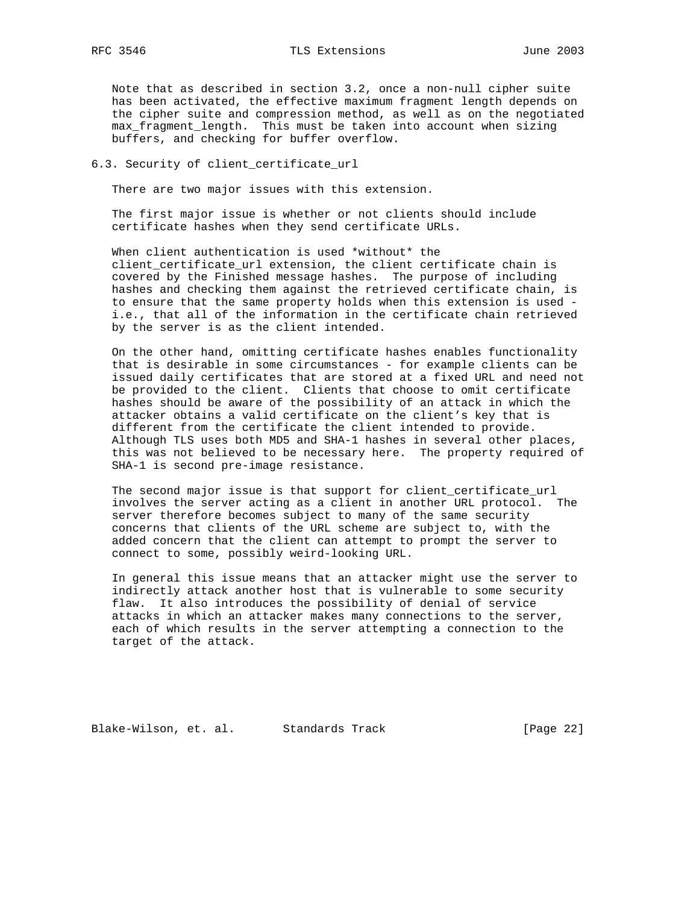Note that as described in section 3.2, once a non-null cipher suite has been activated, the effective maximum fragment length depends on the cipher suite and compression method, as well as on the negotiated max_fragment_length. This must be taken into account when sizing buffers, and checking for buffer overflow.

## 6.3. Security of client_certificate_url

There are two major issues with this extension.

The first major issue is whether or not clients should include certificate hashes when they send certificate URLs.

When client authentication is used *without* the client_certificate_url extension, the client certificate chain is covered by the Finished message hashes. The purpose of including hashes and checking them against the retrieved certificate chain, is to ensure that the same property holds when this extension is used - i.e., that all of the information in the certificate chain retrieved by the server is as the client intended.

On the other hand, omitting certificate hashes enables functionality that is desirable in some circumstances - for example clients can be issued daily certificates that are stored at a fixed URL and need not be provided to the client. Clients that choose to omit certificate hashes should be aware of the possibility of an attack in which the attacker obtains a valid certificate on the client's key that is different from the certificate the client intended to provide. Although TLS uses both MD5 and SHA-1 hashes in several other places, this was not believed to be necessary here. The property required of SHA-1 is second pre-image resistance.

The second major issue is that support for client_certificate_url involves the server acting as a client in another URL protocol. The server therefore becomes subject to many of the same security concerns that clients of the URL scheme are subject to, with the added concern that the client can attempt to prompt the server to connect to some, possibly weird-looking URL.

In general this issue means that an attacker might use the server to indirectly attack another host that is vulnerable to some security flaw. It also introduces the possibility of denial of service attacks in which an attacker makes many connections to the server, each of which results in the server attempting a connection to the target of the attack.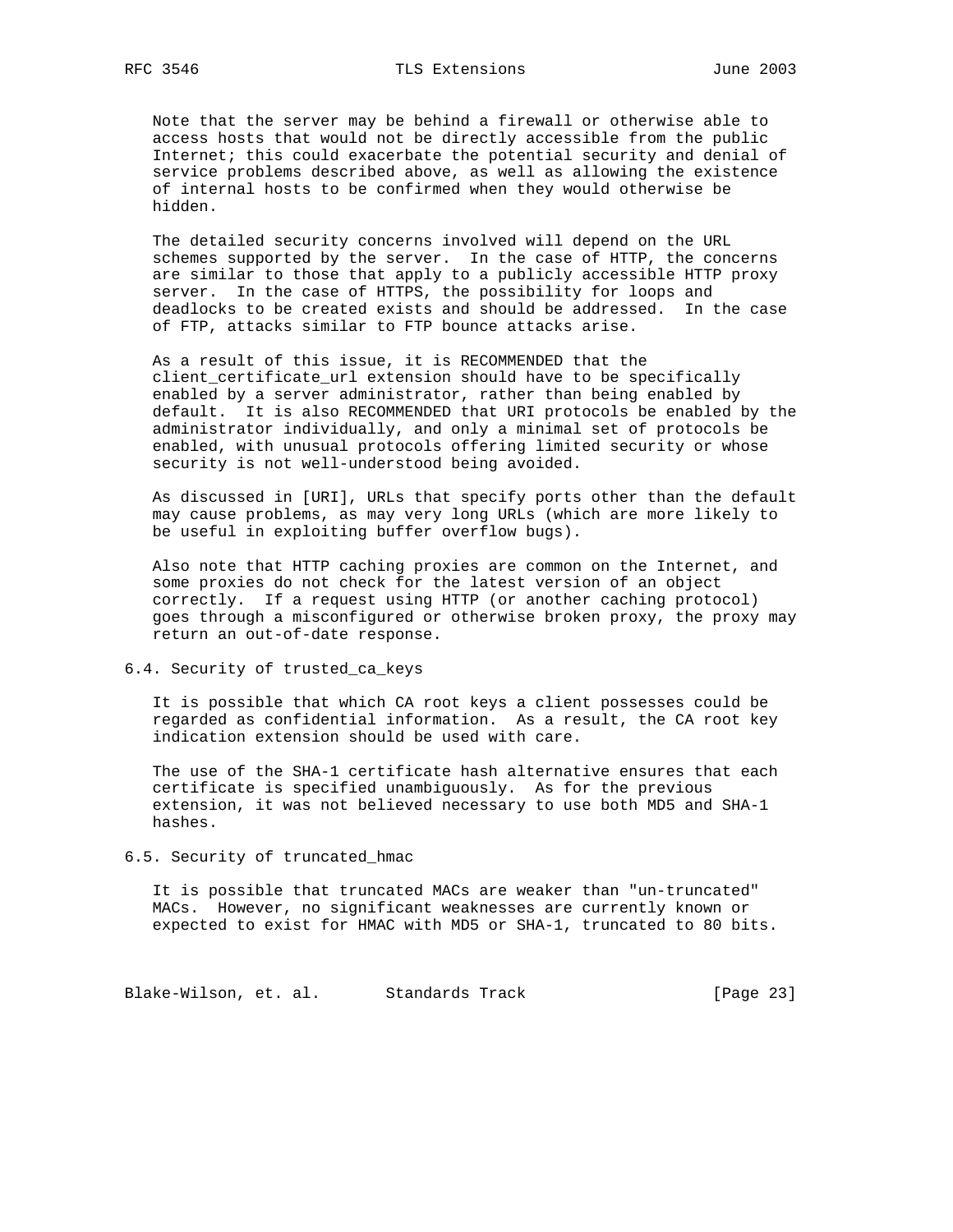Note that the server may be behind a firewall or otherwise able to access hosts that would not be directly accessible from the public Internet; this could exacerbate the potential security and denial of service problems described above, as well as allowing the existence of internal hosts to be confirmed when they would otherwise be hidden.

The detailed security concerns involved will depend on the URL schemes supported by the server. In the case of HTTP, the concerns are similar to those that apply to a publicly accessible HTTP proxy server. In the case of HTTPS, the possibility for loops and deadlocks to be created exists and should be addressed. In the case of FTP, attacks similar to FTP bounce attacks arise.

As a result of this issue, it is RECOMMENDED that the client_certificate_url extension should have to be specifically enabled by a server administrator, rather than being enabled by default. It is also RECOMMENDED that URI protocols be enabled by the administrator individually, and only a minimal set of protocols be enabled, with unusual protocols offering limited security or whose security is not well-understood being avoided.

As discussed in [URI], URLs that specify ports other than the default may cause problems, as may very long URLs (which are more likely to be useful in exploiting buffer overflow bugs).

Also note that HTTP caching proxies are common on the Internet, and some proxies do not check for the latest version of an object correctly. If a request using HTTP (or another caching protocol) goes through a misconfigured or otherwise broken proxy, the proxy may return an out-of-date response.

## 6.4. Security of trusted_ca_keys

It is possible that which CA root keys a client possesses could be regarded as confidential information. As a result, the CA root key indication extension should be used with care.

The use of the SHA-1 certificate hash alternative ensures that each certificate is specified unambiguously. As for the previous extension, it was not believed necessary to use both MD5 and SHA-1 hashes.

## 6.5. Security of truncated_hmac

It is possible that truncated MACs are weaker than "un-truncated" MACs. However, no significant weaknesses are currently known or expected to exist for HMAC with MD5 or SHA-1, truncated to 80 bits.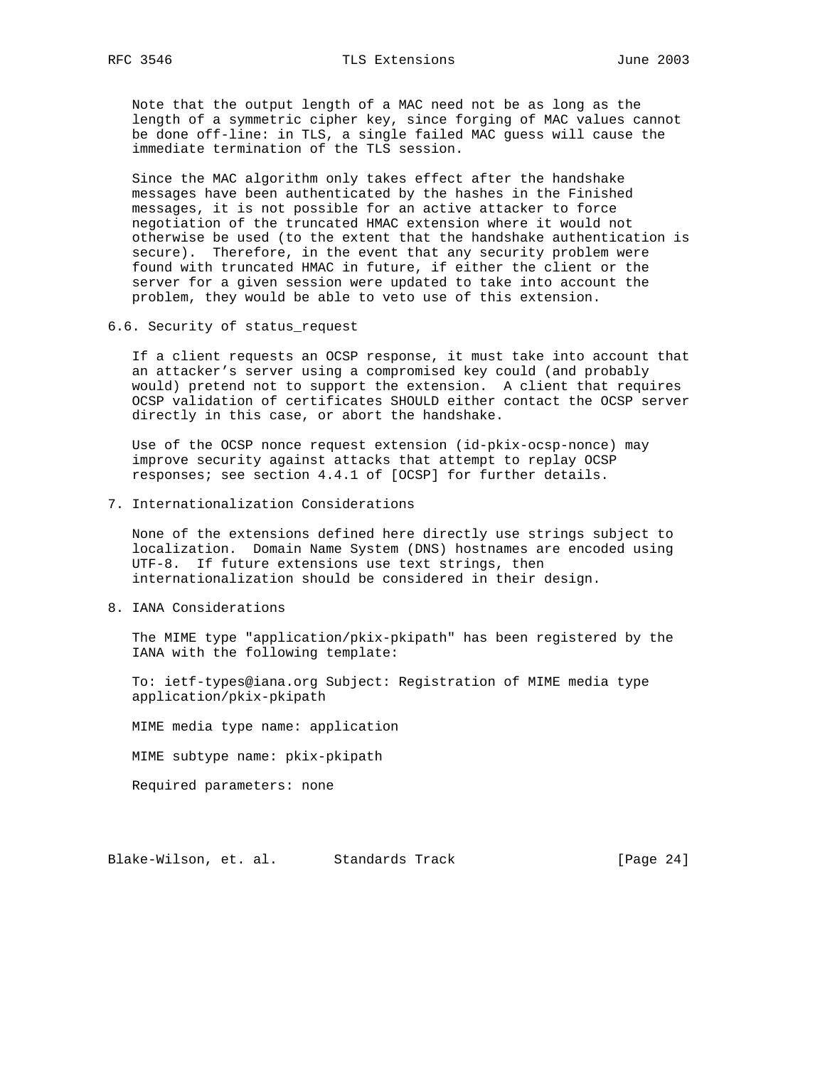Note that the output length of a MAC need not be as long as the length of a symmetric cipher key, since forging of MAC values cannot be done off-line: in TLS, a single failed MAC guess will cause the immediate termination of the TLS session.

Since the MAC algorithm only takes effect after the handshake messages have been authenticated by the hashes in the Finished messages, it is not possible for an active attacker to force negotiation of the truncated HMAC extension where it would not otherwise be used (to the extent that the handshake authentication is secure). Therefore, in the event that any security problem were found with truncated HMAC in future, if either the client or the server for a given session were updated to take into account the problem, they would be able to veto use of this extension.

## 6.6. Security of status_request

If a client requests an OCSP response, it must take into account that an attacker's server using a compromised key could (and probably would) pretend not to support the extension. A client that requires OCSP validation of certificates SHOULD either contact the OCSP server directly in this case, or abort the handshake.

Use of the OCSP nonce request extension (id-pkix-ocsp-nonce) may improve security against attacks that attempt to replay OCSP responses; see section 4.4.1 of [OCSP] for further details.

# 7. Internationalization Considerations

None of the extensions defined here directly use strings subject to localization. Domain Name System (DNS) hostnames are encoded using UTF-8. If future extensions use text strings, then internationalization should be considered in their design.

# 8. IANA Considerations

The MIME type "application/pkix-pkipath" has been registered by the IANA with the following template:

To: ietf-types@iana.org Subject: Registration of MIME media type application/pkix-pkipath

MIME media type name: application

MIME subtype name: pkix-pkipath

Required parameters: none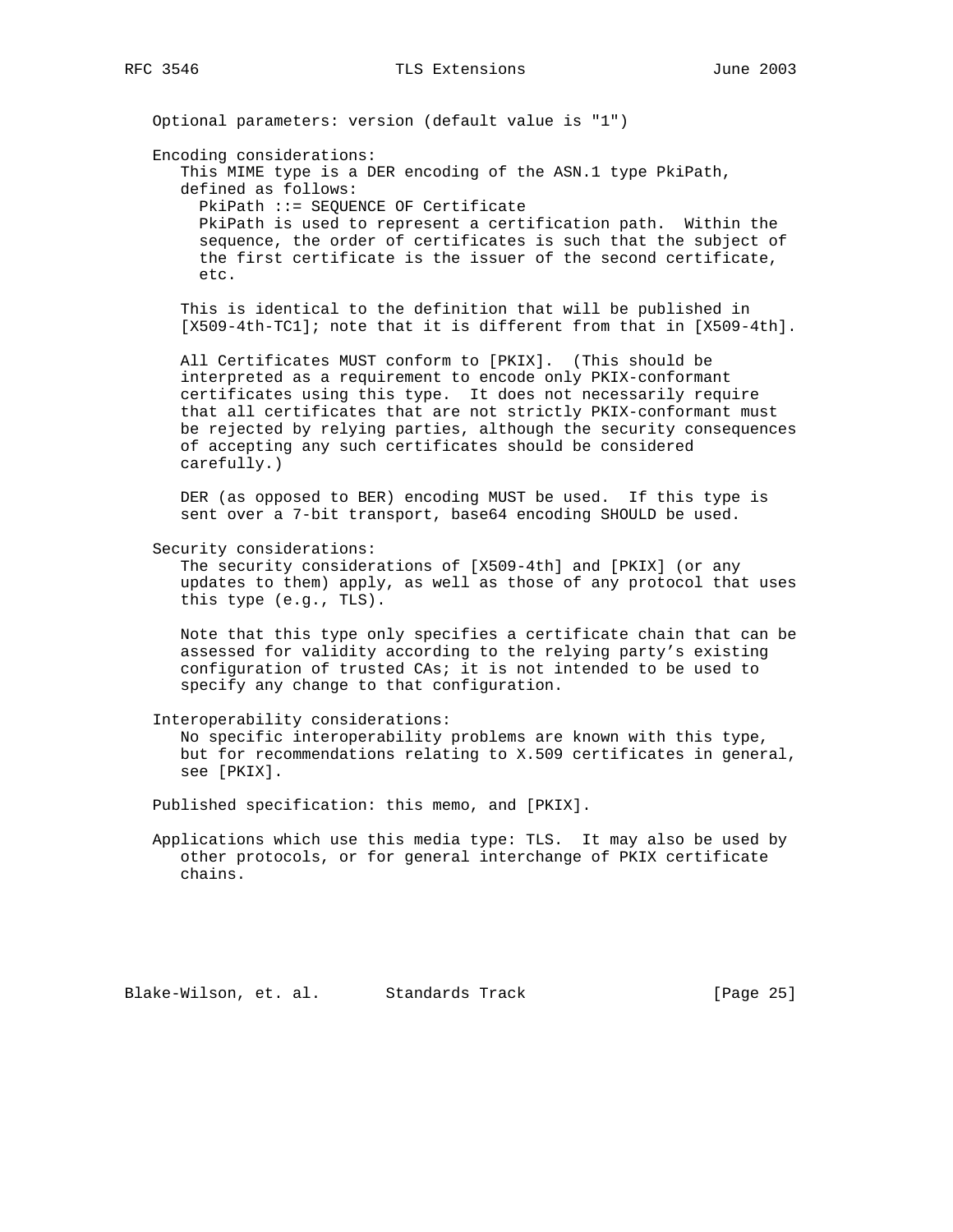Optional parameters: version (default value is "1")

Encoding considerations:

This MIME type is a DER encoding of the ASN.1 type PkiPath, defined as follows:

```
PkiPath ::= SEQUENCE OF Certificate
PkiPath is used to represent a certification path.  Within the
sequence, the order of certificates is such that the subject of
the first certificate is the issuer of the second certificate,
etc.
```

This is identical to the definition that will be published in [X509-4th-TC1]; note that it is different from that in [X509-4th].

All Certificates MUST conform to [PKIX]. (This should be interpreted as a requirement to encode only PKIX-conformant certificates using this type. It does not necessarily require that all certificates that are not strictly PKIX-conformant must be rejected by relying parties, although the security consequences of accepting any such certificates should be considered carefully.)

DER (as opposed to BER) encoding MUST be used. If this type is sent over a 7-bit transport, base64 encoding SHOULD be used.

Security considerations:

The security considerations of [X509-4th] and [PKIX] (or any updates to them) apply, as well as those of any protocol that uses this type (e.g., TLS).

Note that this type only specifies a certificate chain that can be assessed for validity according to the relying party's existing configuration of trusted CAs; it is not intended to be used to specify any change to that configuration.

Interoperability considerations:

No specific interoperability problems are known with this type, but for recommendations relating to X.509 certificates in general, see [PKIX].

Published specification: this memo, and [PKIX].

Applications which use this media type: TLS. It may also be used by other protocols, or for general interchange of PKIX certificate chains.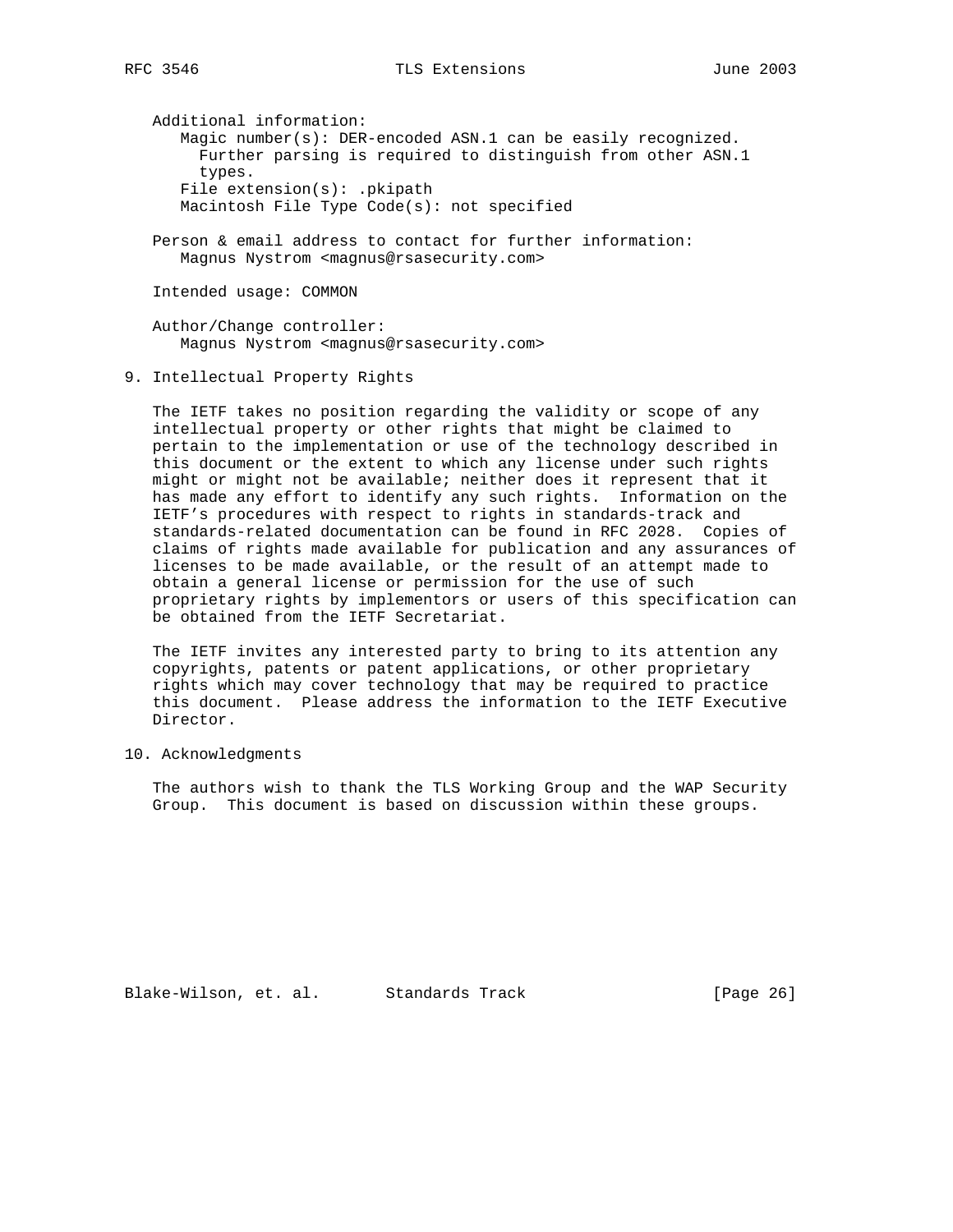Additional information:

Magic number(s): DER-encoded ASN.1 can be easily recognized. Further parsing is required to distinguish from other ASN.1 types.

File extension(s): .pkipath

Macintosh File Type Code(s): not specified

Person & email address to contact for further information:

Magnus Nystrom <magnus@rsasecurity.com>

Intended usage: COMMON

Author/Change controller:

Magnus Nystrom <magnus@rsasecurity.com>

## 9. Intellectual Property Rights

The IETF takes no position regarding the validity or scope of any intellectual property or other rights that might be claimed to pertain to the implementation or use of the technology described in this document or the extent to which any license under such rights might or might not be available; neither does it represent that it has made any effort to identify any such rights. Information on the IETF's procedures with respect to rights in standards-track and standards-related documentation can be found in RFC 2028. Copies of claims of rights made available for publication and any assurances of licenses to be made available, or the result of an attempt made to obtain a general license or permission for the use of such proprietary rights by implementors or users of this specification can be obtained from the IETF Secretariat.

The IETF invites any interested party to bring to its attention any copyrights, patents or patent applications, or other proprietary rights which may cover technology that may be required to practice this document. Please address the information to the IETF Executive Director.

## 10. Acknowledgments

The authors wish to thank the TLS Working Group and the WAP Security Group. This document is based on discussion within these groups.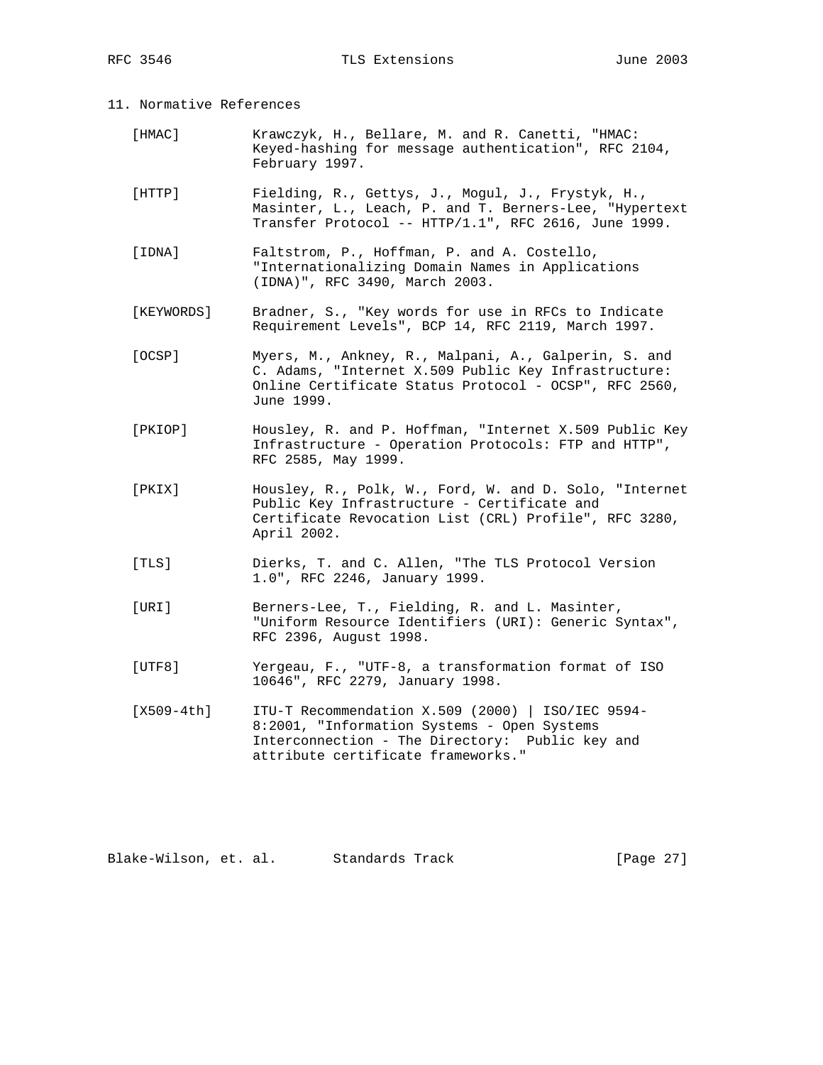## 11. Normative References

[HMAC] Krawczyk, H., Bellare, M. and R. Canetti, "HMAC: Keyed-hashing for message authentication", RFC 2104, February 1997.

[HTTP] Fielding, R., Gettys, J., Mogul, J., Frystyk, H., Masinter, L., Leach, P. and T. Berners-Lee, "Hypertext Transfer Protocol -- HTTP/1.1", RFC 2616, June 1999.

[IDNA] Faltstrom, P., Hoffman, P. and A. Costello, "Internationalizing Domain Names in Applications (IDNA)", RFC 3490, March 2003.

[KEYWORDS] Bradner, S., "Key words for use in RFCs to Indicate Requirement Levels", BCP 14, RFC 2119, March 1997.

[OCSP] Myers, M., Ankney, R., Malpani, A., Galperin, S. and C. Adams, "Internet X.509 Public Key Infrastructure: Online Certificate Status Protocol - OCSP", RFC 2560, June 1999.

[PKIOP] Housley, R. and P. Hoffman, "Internet X.509 Public Key Infrastructure - Operation Protocols: FTP and HTTP", RFC 2585, May 1999.

[PKIX] Housley, R., Polk, W., Ford, W. and D. Solo, "Internet Public Key Infrastructure - Certificate and Certificate Revocation List (CRL) Profile", RFC 3280, April 2002.

[TLS] Dierks, T. and C. Allen, "The TLS Protocol Version 1.0", RFC 2246, January 1999.

[URI] Berners-Lee, T., Fielding, R. and L. Masinter, "Uniform Resource Identifiers (URI): Generic Syntax", RFC 2396, August 1998.

[UTF8] Yergeau, F., "UTF-8, a transformation format of ISO 10646", RFC 2279, January 1998.

[X509-4th] ITU-T Recommendation X.509 (2000) | ISO/IEC 9594-8:2001, "Information Systems - Open Systems Interconnection - The Directory: Public key and attribute certificate frameworks."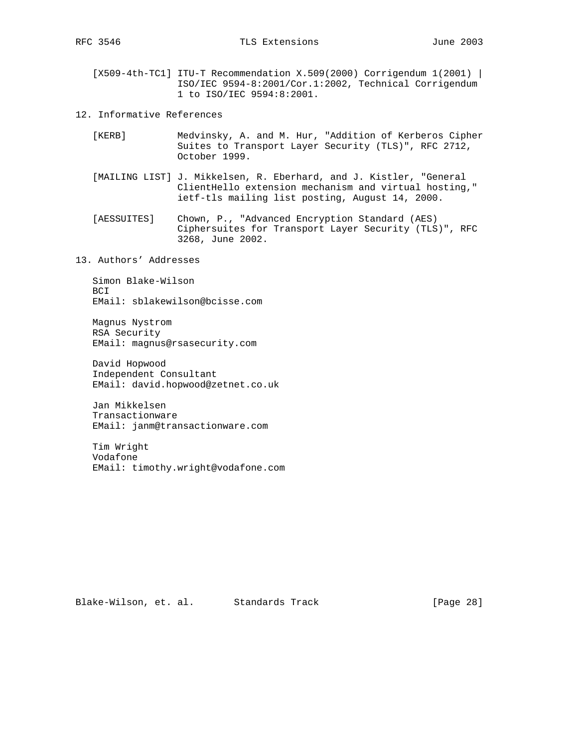[X509-4th-TC1] ITU-T Recommendation X.509(2000) Corrigendum 1(2001) | ISO/IEC 9594-8:2001/Cor.1:2002, Technical Corrigendum 1 to ISO/IEC 9594:8:2001.

## 12. Informative References

[KERB] Medvinsky, A. and M. Hur, "Addition of Kerberos Cipher Suites to Transport Layer Security (TLS)", RFC 2712, October 1999.

[MAILING LIST] J. Mikkelsen, R. Eberhard, and J. Kistler, "General ClientHello extension mechanism and virtual hosting," ietf-tls mailing list posting, August 14, 2000.

[AESSUITES] Chown, P., "Advanced Encryption Standard (AES) Ciphersuites for Transport Layer Security (TLS)", RFC 3268, June 2002.

## 13. Authors' Addresses

Simon Blake-Wilson
BCI
EMail: sblakewilson@bcisse.com

Magnus Nystrom
RSA Security
EMail: magnus@rsasecurity.com

David Hopwood
Independent Consultant
EMail: david.hopwood@zetnet.co.uk

Jan Mikkelsen
Transactionware
EMail: janm@transactionware.com

Tim Wright
Vodafone
EMail: timothy.wright@vodafone.com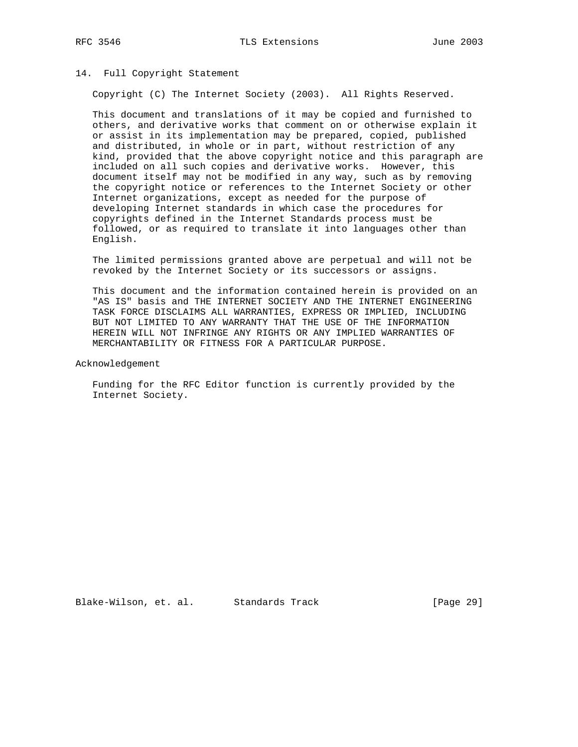## 14. Full Copyright Statement

Copyright (C) The Internet Society (2003). All Rights Reserved.

This document and translations of it may be copied and furnished to others, and derivative works that comment on or otherwise explain it or assist in its implementation may be prepared, copied, published and distributed, in whole or in part, without restriction of any kind, provided that the above copyright notice and this paragraph are included on all such copies and derivative works. However, this document itself may not be modified in any way, such as by removing the copyright notice or references to the Internet Society or other Internet organizations, except as needed for the purpose of developing Internet standards in which case the procedures for copyrights defined in the Internet Standards process must be followed, or as required to translate it into languages other than English.

The limited permissions granted above are perpetual and will not be revoked by the Internet Society or its successors or assigns.

This document and the information contained herein is provided on an "AS IS" basis and THE INTERNET SOCIETY AND THE INTERNET ENGINEERING TASK FORCE DISCLAIMS ALL WARRANTIES, EXPRESS OR IMPLIED, INCLUDING BUT NOT LIMITED TO ANY WARRANTY THAT THE USE OF THE INFORMATION HEREIN WILL NOT INFRINGE ANY RIGHTS OR ANY IMPLIED WARRANTIES OF MERCHANTABILITY OR FITNESS FOR A PARTICULAR PURPOSE.

## Acknowledgement

Funding for the RFC Editor function is currently provided by the Internet Society.